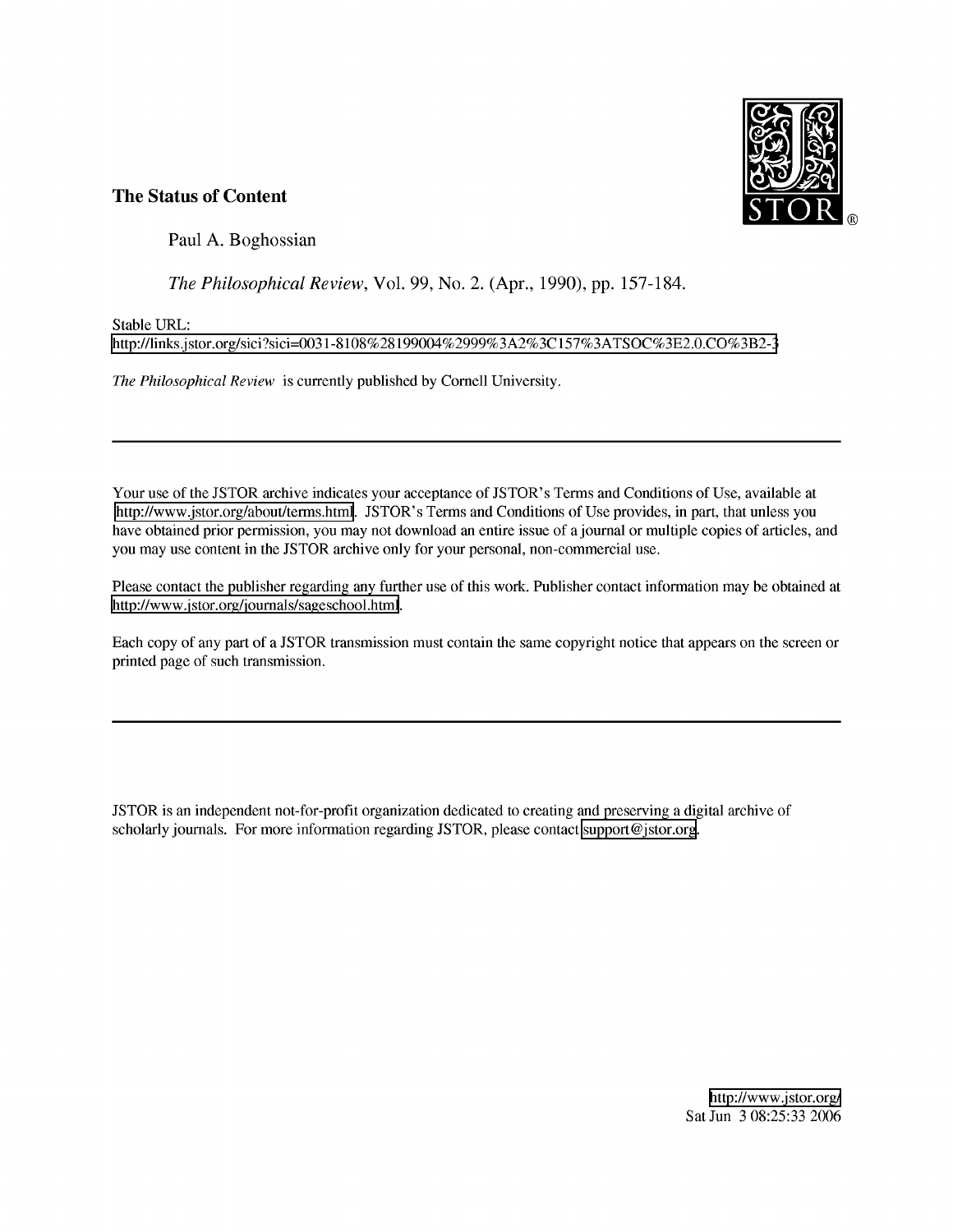**The Status of Content**

Paul A. Boghossian

*The Philosophical Review*, Vol. 99, No. 2. (Apr., 1990), pp. 157-184.

Stable URL:
http://links.jstor.org/sici?sici=0031-8108%28199004%2999%3A2%3C157%3ATSOC%3E2.0.CO%3B2-3

*The Philosophical Review* is currently published by Cornell University.

---

Your use of the JSTOR archive indicates your acceptance of JSTOR's Terms and Conditions of Use, available at http://www.jstor.org/about/terms.html. JSTOR's Terms and Conditions of Use provides, in part, that unless you have obtained prior permission, you may not download an entire issue of a journal or multiple copies of articles, and you may use content in the JSTOR archive only for your personal, non-commercial use.

Please contact the publisher regarding any further use of this work. Publisher contact information may be obtained at http://www.jstor.org/journals/sageschool.html.

Each copy of any part of a JSTOR transmission must contain the same copyright notice that appears on the screen or printed page of such transmission.

---

JSTOR is an independent not-for-profit organization dedicated to creating and preserving a digital archive of scholarly journals. For more information regarding JSTOR, please contact support@jstor.org.

http://www.jstor.org/
Sat Jun 3 08:25:33 2006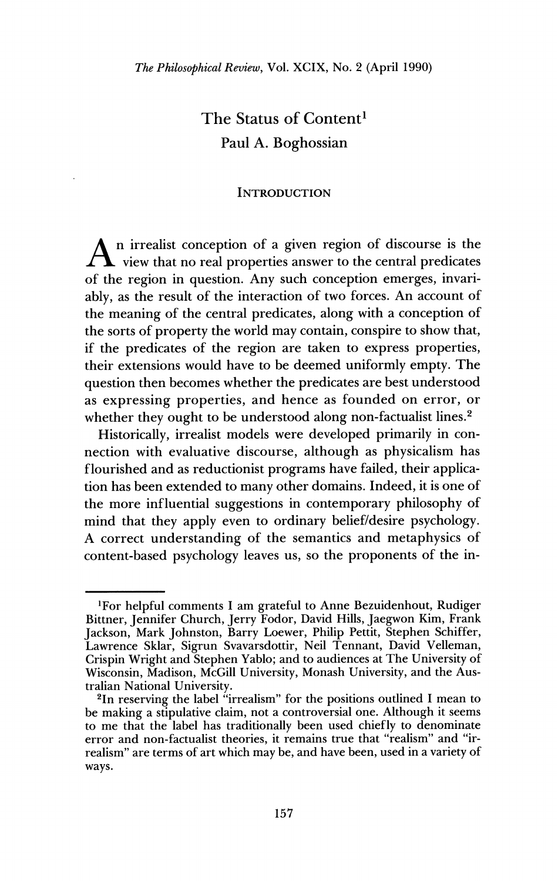# The Status of Content[1]

## Paul A. Boghossian

### Introduction

An irrealist conception of a given region of discourse is the view that no real properties answer to the central predicates of the region in question. Any such conception emerges, invariably, as the result of the interaction of two forces. An account of the meaning of the central predicates, along with a conception of the sorts of property the world may contain, conspire to show that, if the predicates of the region are taken to express properties, their extensions would have to be deemed uniformly empty. The question then becomes whether the predicates are best understood as expressing properties, and hence as founded on error, or whether they ought to be understood along non-factualist lines.[2]

Historically, irrealist models were developed primarily in connection with evaluative discourse, although as physicalism has flourished and as reductionist programs have failed, their application has been extended to many other domains. Indeed, it is one of the more influential suggestions in contemporary philosophy of mind that they apply even to ordinary belief/desire psychology. A correct understanding of the semantics and metaphysics of content-based psychology leaves us, so the proponents of the in-

---

[1] For helpful comments I am grateful to Anne Bezuidenhout, Rudiger Bittner, Jennifer Church, Jerry Fodor, David Hills, Jaegwon Kim, Frank Jackson, Mark Johnston, Barry Loewer, Philip Pettit, Stephen Schiffer, Lawrence Sklar, Sigrun Svavarsdottir, Neil Tennant, David Velleman, Crispin Wright and Stephen Yablo; and to audiences at The University of Wisconsin, Madison, McGill University, Monash University, and the Australian National University.

[2] In reserving the label "irrealism" for the positions outlined I mean to be making a stipulative claim, not a controversial one. Although it seems to me that the label has traditionally been used chiefly to denominate error and non-factualist theories, it remains true that "realism" and "irrealism" are terms of art which may be, and have been, used in a variety of ways.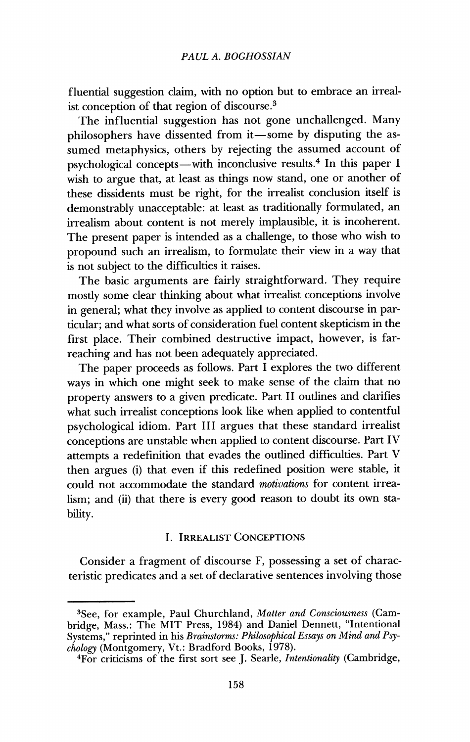fluential suggestion claim, with no option but to embrace an irrealist conception of that region of discourse.[3]

The influential suggestion has not gone unchallenged. Many philosophers have dissented from it—some by disputing the assumed metaphysics, others by rejecting the assumed account of psychological concepts—with inconclusive results.[4] In this paper I wish to argue that, at least as things now stand, one or another of these dissidents must be right, for the irrealist conclusion itself is demonstrably unacceptable: at least as traditionally formulated, an irrealism about content is not merely implausible, it is incoherent. The present paper is intended as a challenge, to those who wish to propound such an irrealism, to formulate their view in a way that is not subject to the difficulties it raises.

The basic arguments are fairly straightforward. They require mostly some clear thinking about what irrealist conceptions involve in general; what they involve as applied to content discourse in particular; and what sorts of consideration fuel content skepticism in the first place. Their combined destructive impact, however, is far-reaching and has not been adequately appreciated.

The paper proceeds as follows. Part I explores the two different ways in which one might seek to make sense of the claim that no property answers to a given predicate. Part II outlines and clarifies what such irrealist conceptions look like when applied to contentful psychological idiom. Part III argues that these standard irrealist conceptions are unstable when applied to content discourse. Part IV attempts a redefinition that evades the outlined difficulties. Part V then argues (i) that even if this redefined position were stable, it could not accommodate the standard *motivations* for content irrealism; and (ii) that there is every good reason to doubt its own stability.

## I. Irrealist Conceptions

Consider a fragment of discourse F, possessing a set of characteristic predicates and a set of declarative sentences involving those

---

[3]See, for example, Paul Churchland, *Matter and Consciousness* (Cambridge, Mass.: The MIT Press, 1984) and Daniel Dennett, "Intentional Systems," reprinted in his *Brainstorms: Philosophical Essays on Mind and Psychology* (Montgomery, Vt.: Bradford Books, 1978).

[4]For criticisms of the first sort see J. Searle, *Intentionality* (Cambridge,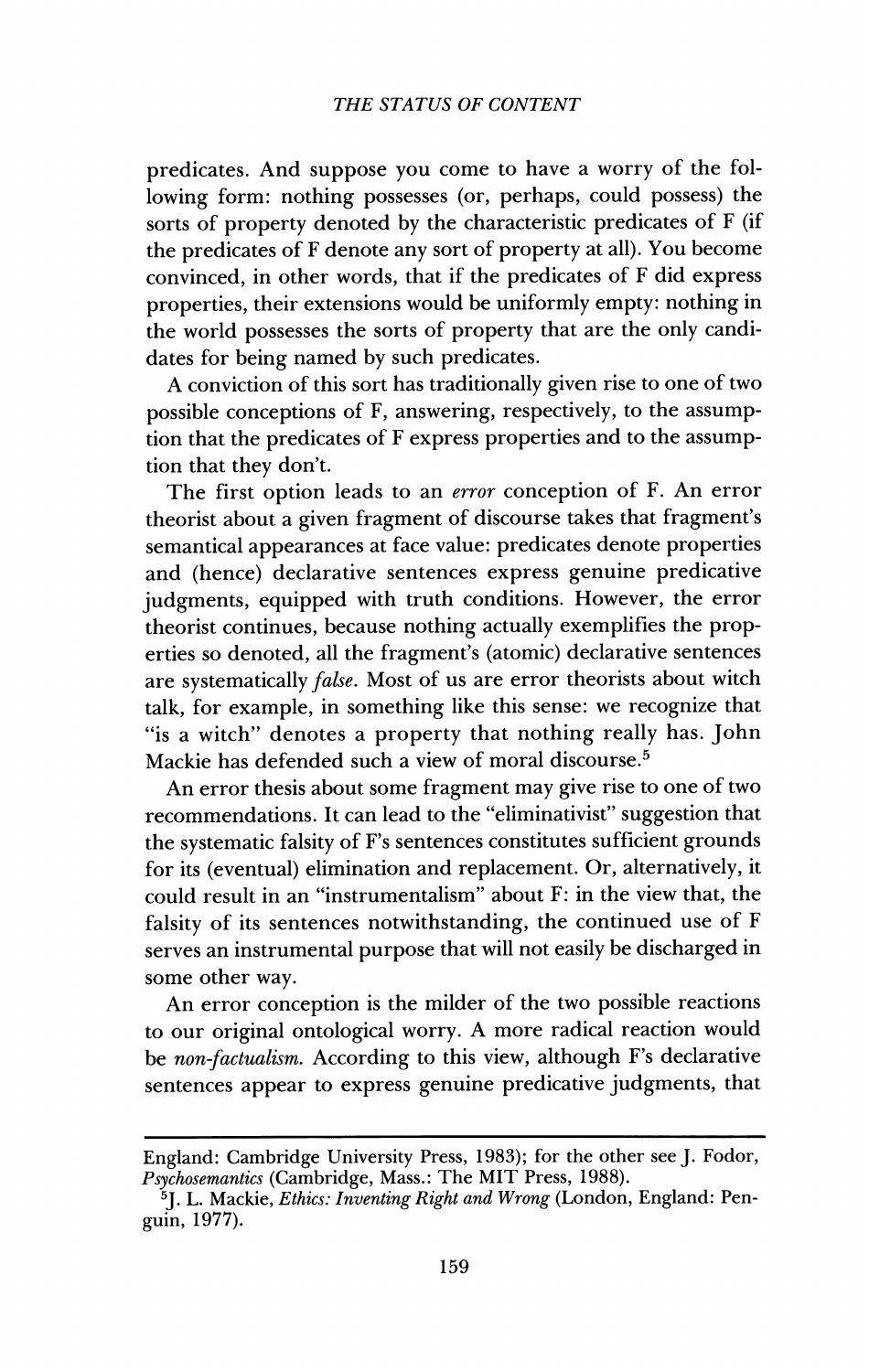predicates. And suppose you come to have a worry of the following form: nothing possesses (or, perhaps, could possess) the sorts of property denoted by the characteristic predicates of F (if the predicates of F denote any sort of property at all). You become convinced, in other words, that if the predicates of F did express properties, their extensions would be uniformly empty: nothing in the world possesses the sorts of property that are the only candidates for being named by such predicates.

A conviction of this sort has traditionally given rise to one of two possible conceptions of F, answering, respectively, to the assumption that the predicates of F express properties and to the assumption that they don't.

The first option leads to an *error* conception of F. An error theorist about a given fragment of discourse takes that fragment's semantical appearances at face value: predicates denote properties and (hence) declarative sentences express genuine predicative judgments, equipped with truth conditions. However, the error theorist continues, because nothing actually exemplifies the properties so denoted, all the fragment's (atomic) declarative sentences are systematically *false*. Most of us are error theorists about witch talk, for example, in something like this sense: we recognize that "is a witch" denotes a property that nothing really has. John Mackie has defended such a view of moral discourse.[5]

An error thesis about some fragment may give rise to one of two recommendations. It can lead to the "eliminativist" suggestion that the systematic falsity of F's sentences constitutes sufficient grounds for its (eventual) elimination and replacement. Or, alternatively, it could result in an "instrumentalism" about F: in the view that, the falsity of its sentences notwithstanding, the continued use of F serves an instrumental purpose that will not easily be discharged in some other way.

An error conception is the milder of the two possible reactions to our original ontological worry. A more radical reaction would be *non-factualism*. According to this view, although F's declarative sentences appear to express genuine predicative judgments, that

---

England: Cambridge University Press, 1983); for the other see J. Fodor, *Psychosemantics* (Cambridge, Mass.: The MIT Press, 1988).

[5] J. L. Mackie, *Ethics: Inventing Right and Wrong* (London, England: Penguin, 1977).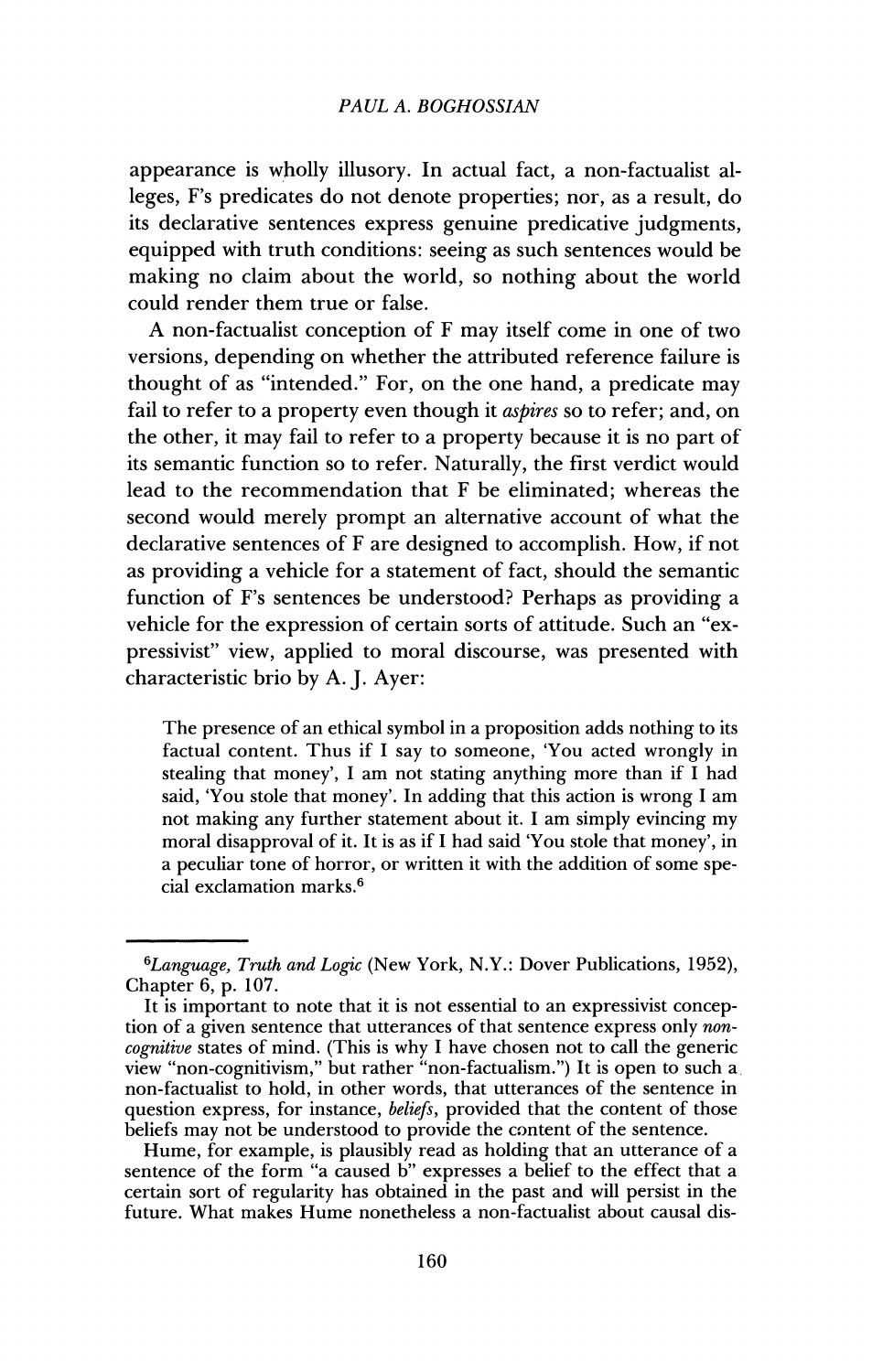appearance is wholly illusory. In actual fact, a non-factualist alleges, F's predicates do not denote properties; nor, as a result, do its declarative sentences express genuine predicative judgments, equipped with truth conditions: seeing as such sentences would be making no claim about the world, so nothing about the world could render them true or false.

A non-factualist conception of F may itself come in one of two versions, depending on whether the attributed reference failure is thought of as "intended." For, on the one hand, a predicate may fail to refer to a property even though it *aspires* so to refer; and, on the other, it may fail to refer to a property because it is no part of its semantic function so to refer. Naturally, the first verdict would lead to the recommendation that F be eliminated; whereas the second would merely prompt an alternative account of what the declarative sentences of F are designed to accomplish. How, if not as providing a vehicle for a statement of fact, should the semantic function of F's sentences be understood? Perhaps as providing a vehicle for the expression of certain sorts of attitude. Such an "expressivist" view, applied to moral discourse, was presented with characteristic brio by A. J. Ayer:

> The presence of an ethical symbol in a proposition adds nothing to its factual content. Thus if I say to someone, 'You acted wrongly in stealing that money', I am not stating anything more than if I had said, 'You stole that money'. In adding that this action is wrong I am not making any further statement about it. I am simply evincing my moral disapproval of it. It is as if I had said 'You stole that money', in a peculiar tone of horror, or written it with the addition of some special exclamation marks.[6]

---

[6] *Language, Truth and Logic* (New York, N.Y.: Dover Publications, 1952), Chapter 6, p. 107.

It is important to note that it is not essential to an expressivist conception of a given sentence that utterances of that sentence express only *non-cognitive* states of mind. (This is why I have chosen not to call the generic view "non-cognitivism," but rather "non-factualism.") It is open to such a non-factualist to hold, in other words, that utterances of the sentence in question express, for instance, *beliefs*, provided that the content of those beliefs may not be understood to provide the content of the sentence.

Hume, for example, is plausibly read as holding that an utterance of a sentence of the form "a caused b" expresses a belief to the effect that a certain sort of regularity has obtained in the past and will persist in the future. What makes Hume nonetheless a non-factualist about causal dis-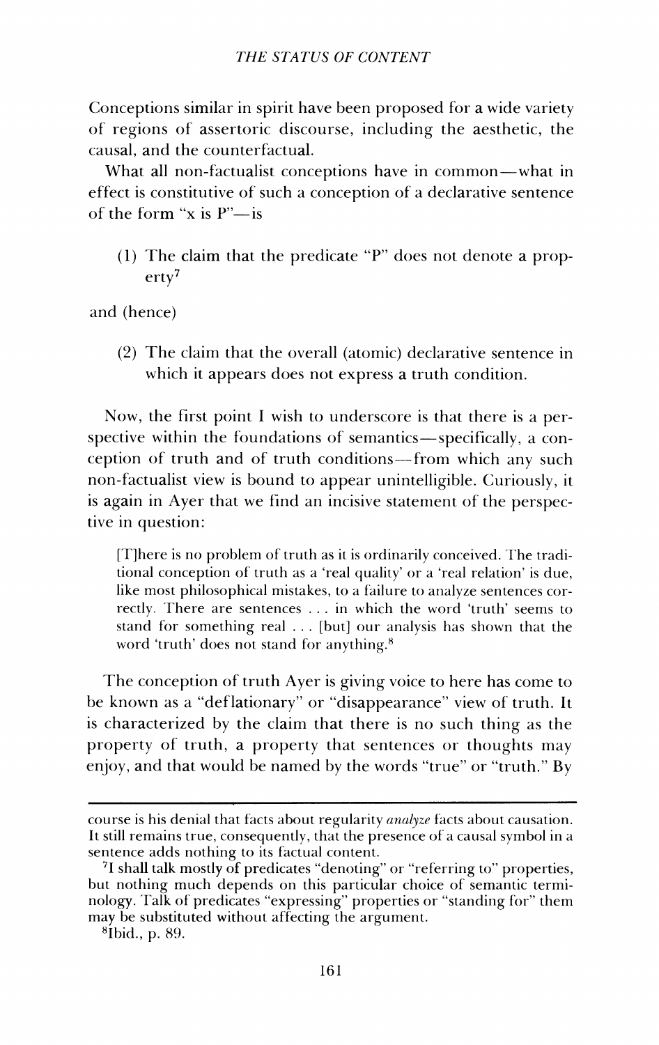Conceptions similar in spirit have been proposed for a wide variety of regions of assertoric discourse, including the aesthetic, the causal, and the counterfactual.

What all non-factualist conceptions have in common—what in effect is constitutive of such a conception of a declarative sentence of the form "x is P"—is

> (1) The claim that the predicate "P" does not denote a property[7]

and (hence)

> (2) The claim that the overall (atomic) declarative sentence in which it appears does not express a truth condition.

Now, the first point I wish to underscore is that there is a perspective within the foundations of semantics—specifically, a conception of truth and of truth conditions—from which any such non-factualist view is bound to appear unintelligible. Curiously, it is again in Ayer that we find an incisive statement of the perspective in question:

> [T]here is no problem of truth as it is ordinarily conceived. The traditional conception of truth as a 'real quality' or a 'real relation' is due, like most philosophical mistakes, to a failure to analyze sentences correctly. There are sentences . . . in which the word 'truth' seems to stand for something real . . . [but] our analysis has shown that the word 'truth' does not stand for anything.[8]

The conception of truth Ayer is giving voice to here has come to be known as a "deflationary" or "disappearance" view of truth. It is characterized by the claim that there is no such thing as the property of truth, a property that sentences or thoughts may enjoy, and that would be named by the words "true" or "truth." By

---

course is his denial that facts about regularity *analyze* facts about causation. It still remains true, consequently, that the presence of a causal symbol in a sentence adds nothing to its factual content.

[7] I shall talk mostly of predicates "denoting" or "referring to" properties, but nothing much depends on this particular choice of semantic terminology. Talk of predicates "expressing" properties or "standing for" them may be substituted without affecting the argument.

[8] Ibid., p. 89.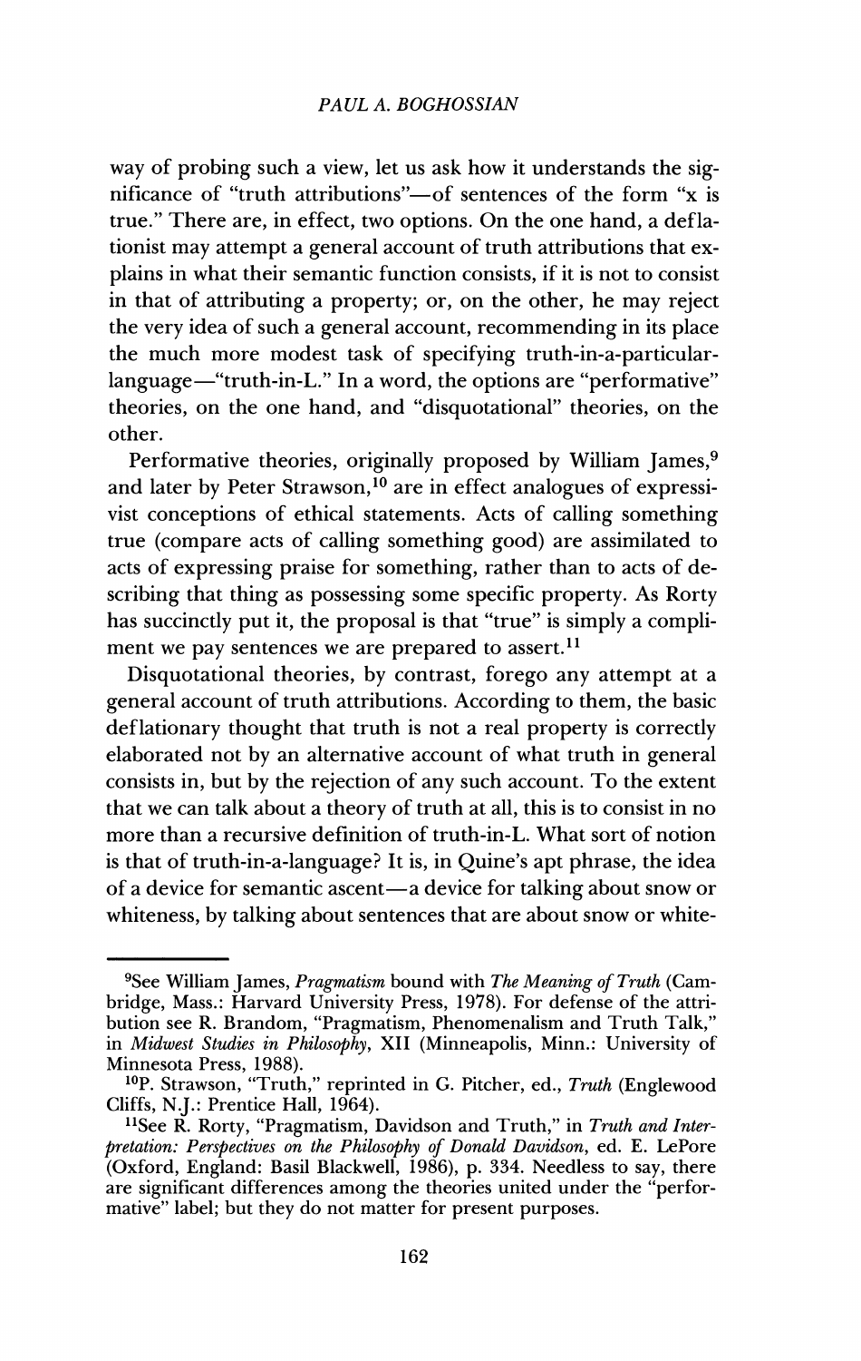way of probing such a view, let us ask how it understands the significance of "truth attributions"—of sentences of the form "x is true." There are, in effect, two options. On the one hand, a deflationist may attempt a general account of truth attributions that explains in what their semantic function consists, if it is not to consist in that of attributing a property; or, on the other, he may reject the very idea of such a general account, recommending in its place the much more modest task of specifying truth-in-a-particular-language—"truth-in-L." In a word, the options are "performative" theories, on the one hand, and "disquotational" theories, on the other.

Performative theories, originally proposed by William James,[9] and later by Peter Strawson,[10] are in effect analogues of expressivist conceptions of ethical statements. Acts of calling something true (compare acts of calling something good) are assimilated to acts of expressing praise for something, rather than to acts of describing that thing as possessing some specific property. As Rorty has succinctly put it, the proposal is that "true" is simply a compliment we pay sentences we are prepared to assert.[11]

Disquotational theories, by contrast, forego any attempt at a general account of truth attributions. According to them, the basic deflationary thought that truth is not a real property is correctly elaborated not by an alternative account of what truth in general consists in, but by the rejection of any such account. To the extent that we can talk about a theory of truth at all, this is to consist in no more than a recursive definition of truth-in-L. What sort of notion is that of truth-in-a-language? It is, in Quine's apt phrase, the idea of a device for semantic ascent—a device for talking about snow or whiteness, by talking about sentences that are about snow or white-

---

[9]See William James, *Pragmatism* bound with *The Meaning of Truth* (Cambridge, Mass.: Harvard University Press, 1978). For defense of the attribution see R. Brandom, "Pragmatism, Phenomenalism and Truth Talk," in *Midwest Studies in Philosophy*, XII (Minneapolis, Minn.: University of Minnesota Press, 1988).

[10]P. Strawson, "Truth," reprinted in G. Pitcher, ed., *Truth* (Englewood Cliffs, N.J.: Prentice Hall, 1964).

[11]See R. Rorty, "Pragmatism, Davidson and Truth," in *Truth and Interpretation: Perspectives on the Philosophy of Donald Davidson*, ed. E. LePore (Oxford, England: Basil Blackwell, 1986), p. 334. Needless to say, there are significant differences among the theories united under the "performative" label; but they do not matter for present purposes.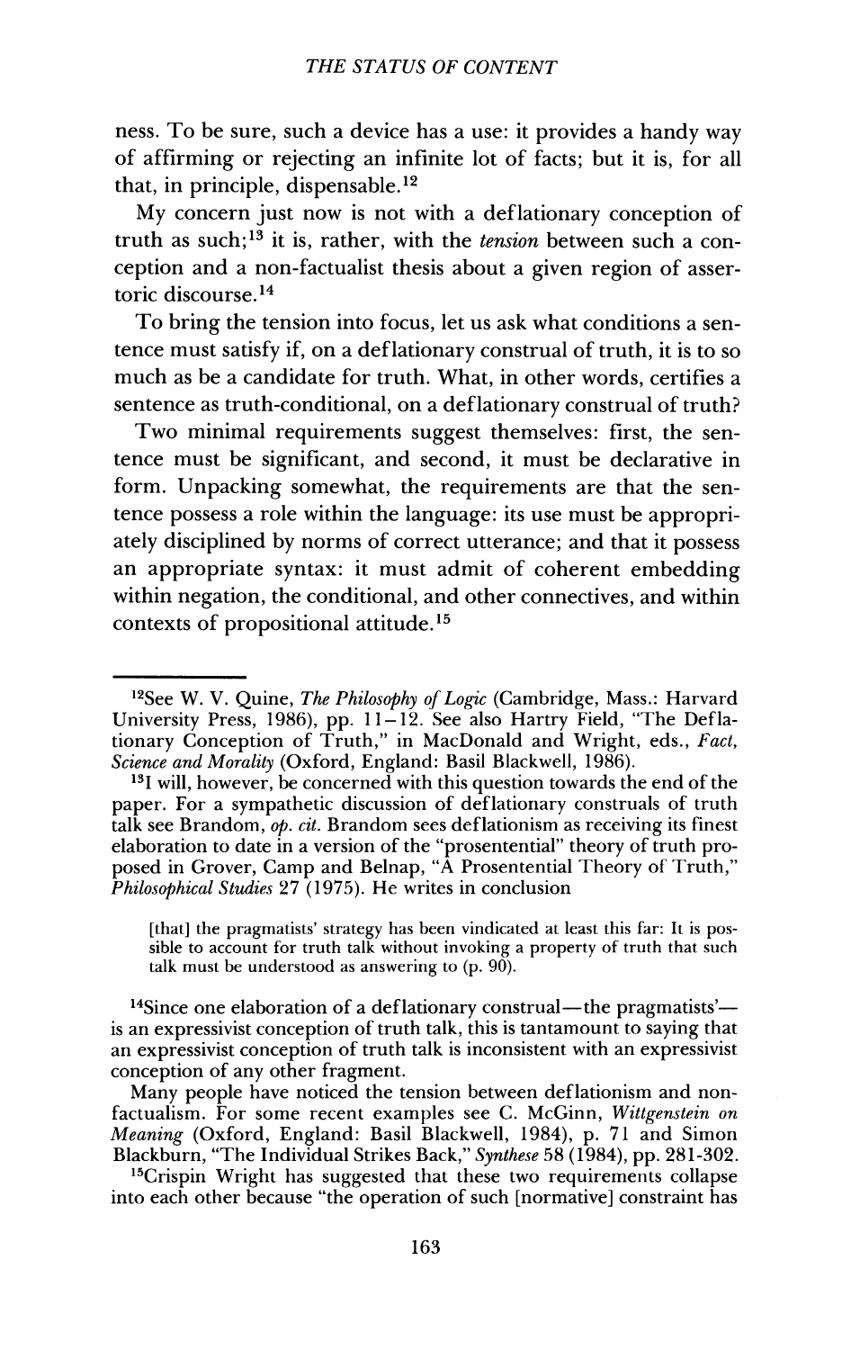ness. To be sure, such a device has a use: it provides a handy way of affirming or rejecting an infinite lot of facts; but it is, for all that, in principle, dispensable.[12]

My concern just now is not with a deflationary conception of truth as such;[13] it is, rather, with the *tension* between such a conception and a non-factualist thesis about a given region of assertoric discourse.[14]

To bring the tension into focus, let us ask what conditions a sentence must satisfy if, on a deflationary construal of truth, it is to so much as be a candidate for truth. What, in other words, certifies a sentence as truth-conditional, on a deflationary construal of truth?

Two minimal requirements suggest themselves: first, the sentence must be significant, and second, it must be declarative in form. Unpacking somewhat, the requirements are that the sentence possess a role within the language: its use must be appropriately disciplined by norms of correct utterance; and that it possess an appropriate syntax: it must admit of coherent embedding within negation, the conditional, and other connectives, and within contexts of propositional attitude.[15]

---

[12]See W. V. Quine, *The Philosophy of Logic* (Cambridge, Mass.: Harvard University Press, 1986), pp. 11–12. See also Hartry Field, "The Deflationary Conception of Truth," in MacDonald and Wright, eds., *Fact, Science and Morality* (Oxford, England: Basil Blackwell, 1986).

[13]I will, however, be concerned with this question towards the end of the paper. For a sympathetic discussion of deflationary construals of truth talk see Brandom, *op. cit.* Brandom sees deflationism as receiving its finest elaboration to date in a version of the "prosentential" theory of truth proposed in Grover, Camp and Belnap, "A Prosentential Theory of Truth," *Philosophical Studies* 27 (1975). He writes in conclusion

> [that] the pragmatists' strategy has been vindicated at least this far: It is possible to account for truth talk without invoking a property of truth that such talk must be understood as answering to (p. 90).

[14]Since one elaboration of a deflationary construal—the pragmatists'—is an expressivist conception of truth talk, this is tantamount to saying that an expressivist conception of truth talk is inconsistent with an expressivist conception of any other fragment.

Many people have noticed the tension between deflationism and non-factualism. For some recent examples see C. McGinn, *Wittgenstein on Meaning* (Oxford, England: Basil Blackwell, 1984), p. 71 and Simon Blackburn, "The Individual Strikes Back," *Synthese* 58 (1984), pp. 281-302.

[15]Crispin Wright has suggested that these two requirements collapse into each other because "the operation of such [normative] constraint has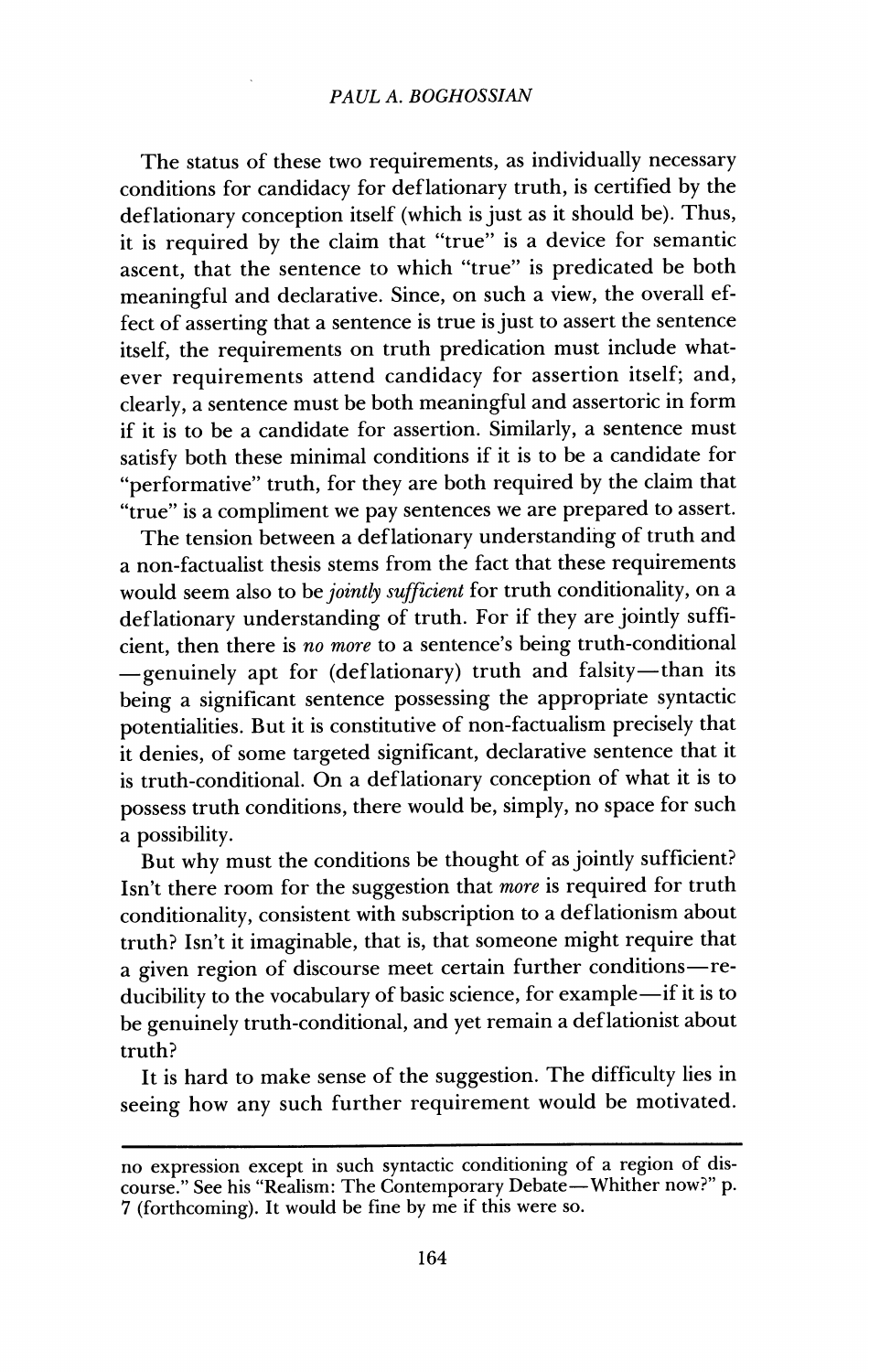The status of these two requirements, as individually necessary conditions for candidacy for deflationary truth, is certified by the deflationary conception itself (which is just as it should be). Thus, it is required by the claim that "true" is a device for semantic ascent, that the sentence to which "true" is predicated be both meaningful and declarative. Since, on such a view, the overall effect of asserting that a sentence is true is just to assert the sentence itself, the requirements on truth predication must include whatever requirements attend candidacy for assertion itself; and, clearly, a sentence must be both meaningful and assertoric in form if it is to be a candidate for assertion. Similarly, a sentence must satisfy both these minimal conditions if it is to be a candidate for "performative" truth, for they are both required by the claim that "true" is a compliment we pay sentences we are prepared to assert.

The tension between a deflationary understanding of truth and a non-factualist thesis stems from the fact that these requirements would seem also to be *jointly sufficient* for truth conditionality, on a deflationary understanding of truth. For if they are jointly sufficient, then there is *no more* to a sentence's being truth-conditional —genuinely apt for (deflationary) truth and falsity—than its being a significant sentence possessing the appropriate syntactic potentialities. But it is constitutive of non-factualism precisely that it denies, of some targeted significant, declarative sentence that it is truth-conditional. On a deflationary conception of what it is to possess truth conditions, there would be, simply, no space for such a possibility.

But why must the conditions be thought of as jointly sufficient? Isn't there room for the suggestion that *more* is required for truth conditionality, consistent with subscription to a deflationism about truth? Isn't it imaginable, that is, that someone might require that a given region of discourse meet certain further conditions—reducibility to the vocabulary of basic science, for example—if it is to be genuinely truth-conditional, and yet remain a deflationist about truth?

It is hard to make sense of the suggestion. The difficulty lies in seeing how any such further requirement would be motivated.

---

no expression except in such syntactic conditioning of a region of discourse." See his "Realism: The Contemporary Debate—Whither now?" p. 7 (forthcoming). It would be fine by me if this were so.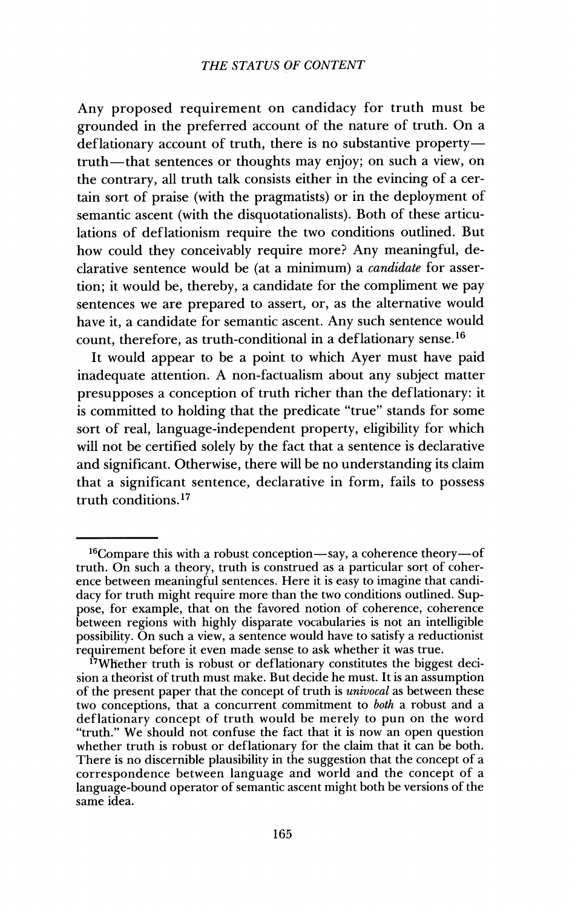Any proposed requirement on candidacy for truth must be grounded in the preferred account of the nature of truth. On a deflationary account of truth, there is no substantive property—truth—that sentences or thoughts may enjoy; on such a view, on the contrary, all truth talk consists either in the evincing of a certain sort of praise (with the pragmatists) or in the deployment of semantic ascent (with the disquotationalists). Both of these articulations of deflationism require the two conditions outlined. But how could they conceivably require more? Any meaningful, declarative sentence would be (at a minimum) a *candidate* for assertion; it would be, thereby, a candidate for the compliment we pay sentences we are prepared to assert, or, as the alternative would have it, a candidate for semantic ascent. Any such sentence would count, therefore, as truth-conditional in a deflationary sense.[16]

It would appear to be a point to which Ayer must have paid inadequate attention. A non-factualism about any subject matter presupposes a conception of truth richer than the deflationary: it is committed to holding that the predicate "true" stands for some sort of real, language-independent property, eligibility for which will not be certified solely by the fact that a sentence is declarative and significant. Otherwise, there will be no understanding its claim that a significant sentence, declarative in form, fails to possess truth conditions.[17]

---

[16]Compare this with a robust conception—say, a coherence theory—of truth. On such a theory, truth is construed as a particular sort of coherence between meaningful sentences. Here it is easy to imagine that candidacy for truth might require more than the two conditions outlined. Suppose, for example, that on the favored notion of coherence, coherence between regions with highly disparate vocabularies is not an intelligible possibility. On such a view, a sentence would have to satisfy a reductionist requirement before it even made sense to ask whether it was true.

[17]Whether truth is robust or deflationary constitutes the biggest decision a theorist of truth must make. But decide he must. It is an assumption of the present paper that the concept of truth is *univocal* as between these two conceptions, that a concurrent commitment to *both* a robust and a deflationary concept of truth would be merely to pun on the word "truth." We should not confuse the fact that it is now an open question whether truth is robust or deflationary for the claim that it can be both. There is no discernible plausibility in the suggestion that the concept of a correspondence between language and world and the concept of a language-bound operator of semantic ascent might both be versions of the same idea.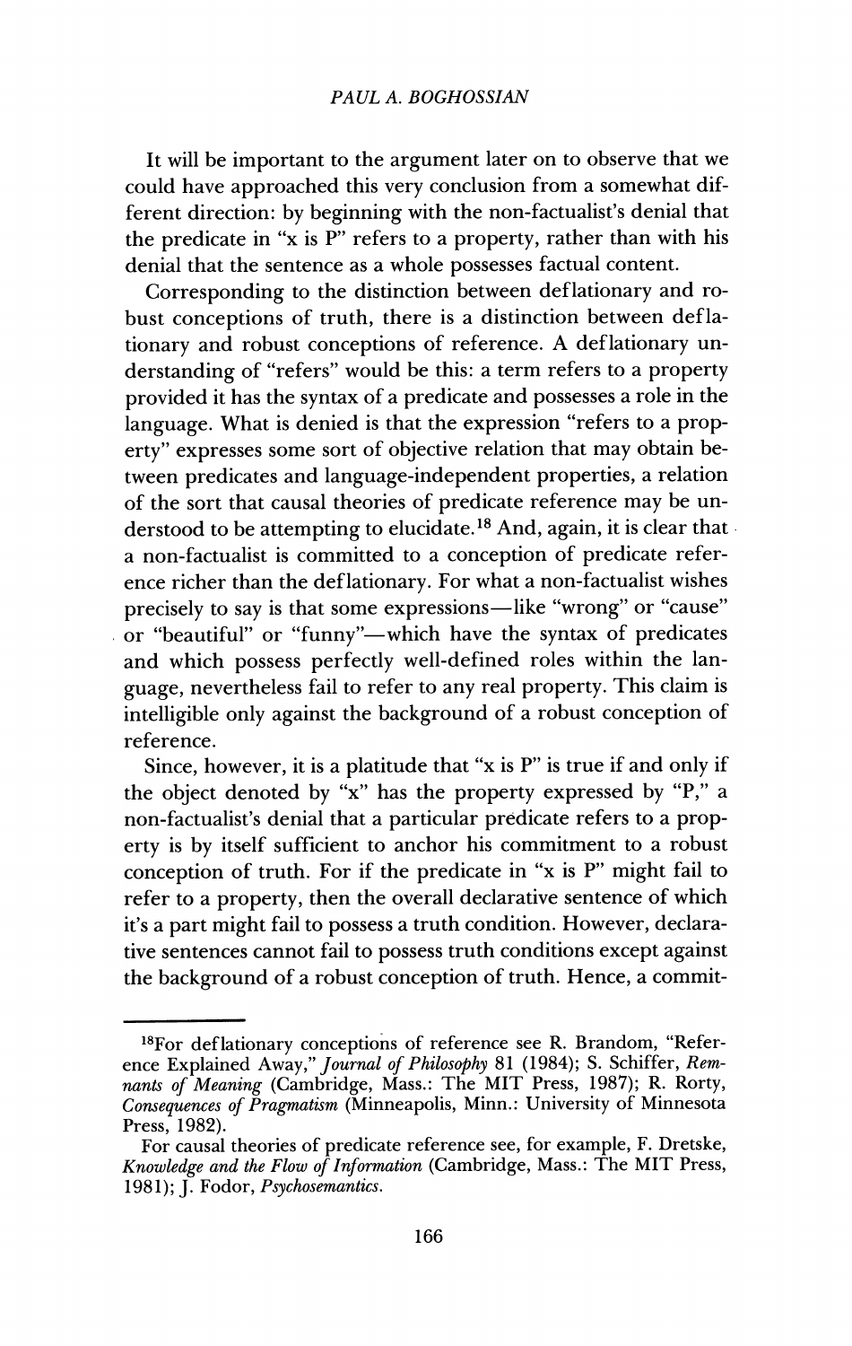It will be important to the argument later on to observe that we could have approached this very conclusion from a somewhat different direction: by beginning with the non-factualist's denial that the predicate in "x is P" refers to a property, rather than with his denial that the sentence as a whole possesses factual content.

Corresponding to the distinction between deflationary and robust conceptions of truth, there is a distinction between deflationary and robust conceptions of reference. A deflationary understanding of "refers" would be this: a term refers to a property provided it has the syntax of a predicate and possesses a role in the language. What is denied is that the expression "refers to a property" expresses some sort of objective relation that may obtain between predicates and language-independent properties, a relation of the sort that causal theories of predicate reference may be understood to be attempting to elucidate.[18] And, again, it is clear that a non-factualist is committed to a conception of predicate reference richer than the deflationary. For what a non-factualist wishes precisely to say is that some expressions—like "wrong" or "cause" or "beautiful" or "funny"—which have the syntax of predicates and which possess perfectly well-defined roles within the language, nevertheless fail to refer to any real property. This claim is intelligible only against the background of a robust conception of reference.

Since, however, it is a platitude that "x is P" is true if and only if the object denoted by "x" has the property expressed by "P," a non-factualist's denial that a particular predicate refers to a property is by itself sufficient to anchor his commitment to a robust conception of truth. For if the predicate in "x is P" might fail to refer to a property, then the overall declarative sentence of which it's a part might fail to possess a truth condition. However, declarative sentences cannot fail to possess truth conditions except against the background of a robust conception of truth. Hence, a commit-

---

[18]For deflationary conceptions of reference see R. Brandom, "Reference Explained Away," *Journal of Philosophy* 81 (1984); S. Schiffer, *Remnants of Meaning* (Cambridge, Mass.: The MIT Press, 1987); R. Rorty, *Consequences of Pragmatism* (Minneapolis, Minn.: University of Minnesota Press, 1982).

For causal theories of predicate reference see, for example, F. Dretske, *Knowledge and the Flow of Information* (Cambridge, Mass.: The MIT Press, 1981); J. Fodor, *Psychosemantics*.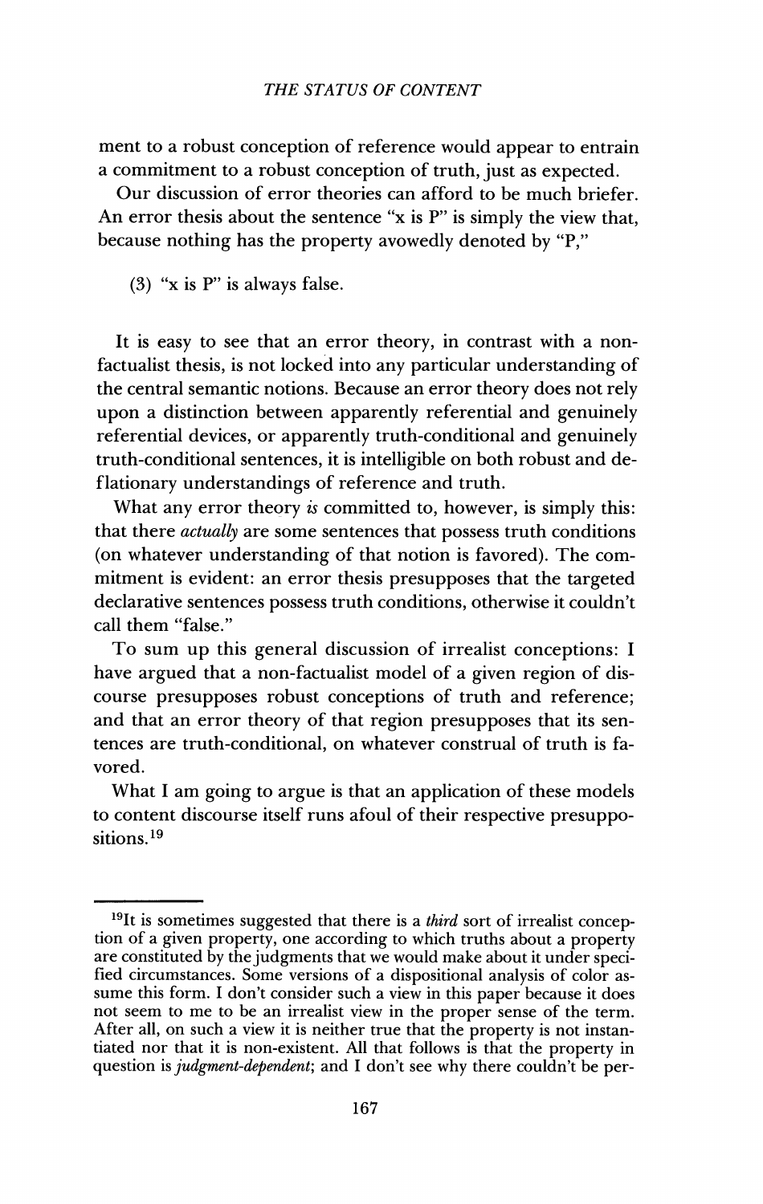ment to a robust conception of reference would appear to entrain a commitment to a robust conception of truth, just as expected.

Our discussion of error theories can afford to be much briefer. An error thesis about the sentence "x is P" is simply the view that, because nothing has the property avowedly denoted by "P,"

(3) "x is P" is always false.

It is easy to see that an error theory, in contrast with a non-factualist thesis, is not locked into any particular understanding of the central semantic notions. Because an error theory does not rely upon a distinction between apparently referential and genuinely referential devices, or apparently truth-conditional and genuinely truth-conditional sentences, it is intelligible on both robust and deflationary understandings of reference and truth.

What any error theory *is* committed to, however, is simply this: that there *actually* are some sentences that possess truth conditions (on whatever understanding of that notion is favored). The commitment is evident: an error thesis presupposes that the targeted declarative sentences possess truth conditions, otherwise it couldn't call them "false."

To sum up this general discussion of irrealist conceptions: I have argued that a non-factualist model of a given region of discourse presupposes robust conceptions of truth and reference; and that an error theory of that region presupposes that its sentences are truth-conditional, on whatever construal of truth is favored.

What I am going to argue is that an application of these models to content discourse itself runs afoul of their respective presuppositions.[19]

---

[19]It is sometimes suggested that there is a *third* sort of irrealist conception of a given property, one according to which truths about a property are constituted by the judgments that we would make about it under specified circumstances. Some versions of a dispositional analysis of color assume this form. I don't consider such a view in this paper because it does not seem to me to be an irrealist view in the proper sense of the term. After all, on such a view it is neither true that the property is not instantiated nor that it is non-existent. All that follows is that the property in question is *judgment-dependent*; and I don't see why there couldn't be per-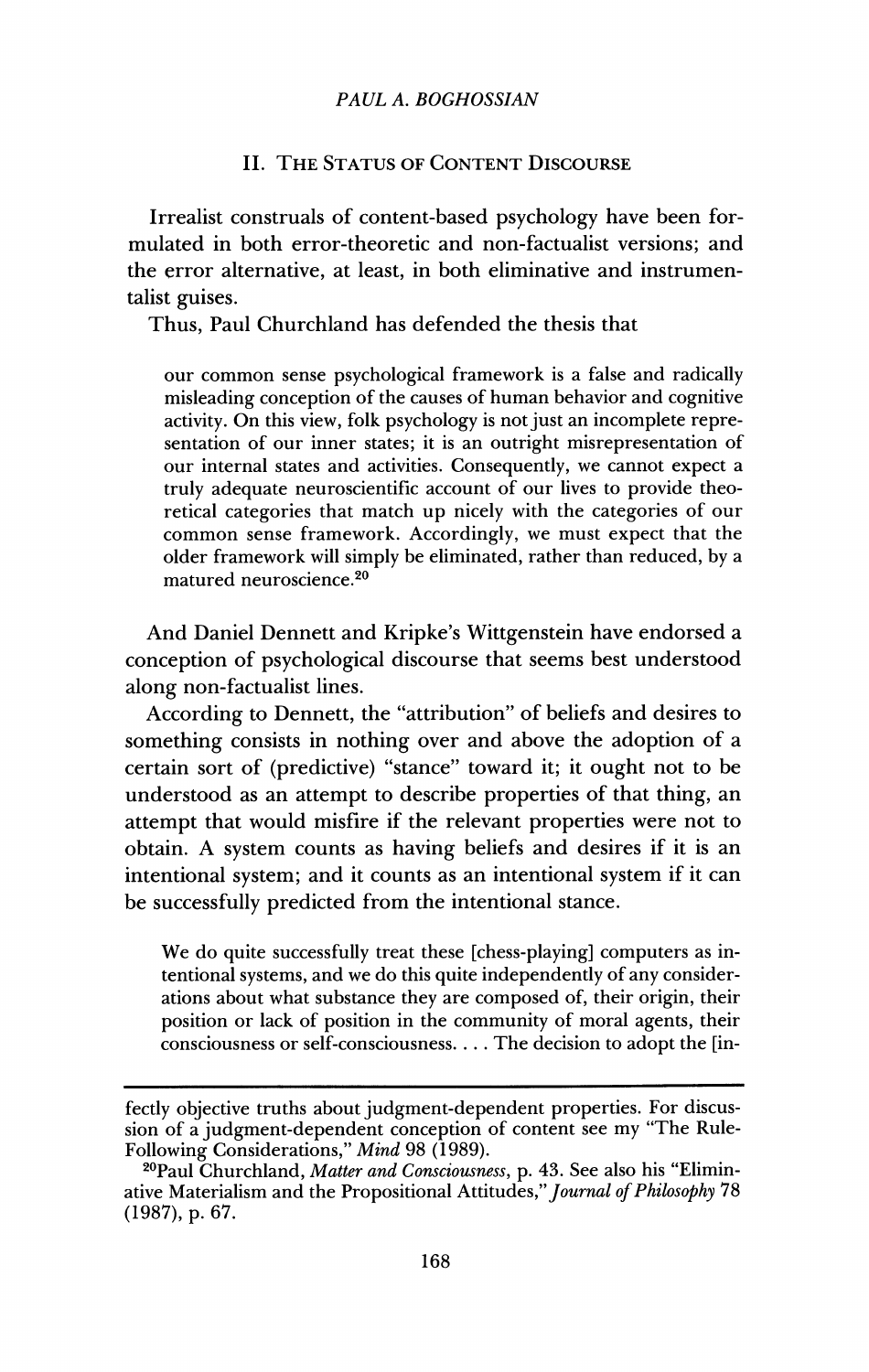## II. The Status of Content Discourse

Irrealist construals of content-based psychology have been formulated in both error-theoretic and non-factualist versions; and the error alternative, at least, in both eliminative and instrumentalist guises.

Thus, Paul Churchland has defended the thesis that

> our common sense psychological framework is a false and radically misleading conception of the causes of human behavior and cognitive activity. On this view, folk psychology is not just an incomplete representation of our inner states; it is an outright misrepresentation of our internal states and activities. Consequently, we cannot expect a truly adequate neuroscientific account of our lives to provide theoretical categories that match up nicely with the categories of our common sense framework. Accordingly, we must expect that the older framework will simply be eliminated, rather than reduced, by a matured neuroscience.[20]

And Daniel Dennett and Kripke's Wittgenstein have endorsed a conception of psychological discourse that seems best understood along non-factualist lines.

According to Dennett, the "attribution" of beliefs and desires to something consists in nothing over and above the adoption of a certain sort of (predictive) "stance" toward it; it ought not to be understood as an attempt to describe properties of that thing, an attempt that would misfire if the relevant properties were not to obtain. A system counts as having beliefs and desires if it is an intentional system; and it counts as an intentional system if it can be successfully predicted from the intentional stance.

> We do quite successfully treat these [chess-playing] computers as intentional systems, and we do this quite independently of any considerations about what substance they are composed of, their origin, their position or lack of position in the community of moral agents, their consciousness or self-consciousness. . . . The decision to adopt the [in-

---

fectly objective truths about judgment-dependent properties. For discussion of a judgment-dependent conception of content see my "The Rule-Following Considerations," *Mind* 98 (1989).

[20]Paul Churchland, *Matter and Consciousness*, p. 43. See also his "Eliminative Materialism and the Propositional Attitudes," *Journal of Philosophy* 78 (1987), p. 67.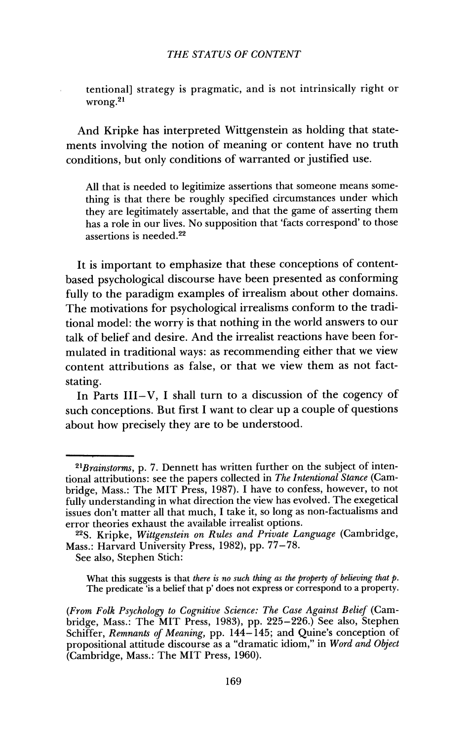tentional] strategy is pragmatic, and is not intrinsically right or wrong.[21]

And Kripke has interpreted Wittgenstein as holding that statements involving the notion of meaning or content have no truth conditions, but only conditions of warranted or justified use.

> All that is needed to legitimize assertions that someone means something is that there be roughly specified circumstances under which they are legitimately assertable, and that the game of asserting them has a role in our lives. No supposition that 'facts correspond' to those assertions is needed.[22]

It is important to emphasize that these conceptions of content-based psychological discourse have been presented as conforming fully to the paradigm examples of irrealism about other domains. The motivations for psychological irrealisms conform to the traditional model: the worry is that nothing in the world answers to our talk of belief and desire. And the irrealist reactions have been formulated in traditional ways: as recommending either that we view content attributions as false, or that we view them as not fact-stating.

In Parts III–V, I shall turn to a discussion of the cogency of such conceptions. But first I want to clear up a couple of questions about how precisely they are to be understood.

---

[21]*Brainstorms*, p. 7. Dennett has written further on the subject of intentional attributions: see the papers collected in *The Intentional Stance* (Cambridge, Mass.: The MIT Press, 1987). I have to confess, however, to not fully understanding in what direction the view has evolved. The exegetical issues don't matter all that much, I take it, so long as non-factualisms and error theories exhaust the available irrealist options.

[22]S. Kripke, *Wittgenstein on Rules and Private Language* (Cambridge, Mass.: Harvard University Press, 1982), pp. 77–78.

See also, Stephen Stich:

> What this suggests is that *there is no such thing as the property of believing that p*. The predicate 'is a belief that p' does not express or correspond to a property.

(*From Folk Psychology to Cognitive Science: The Case Against Belief* (Cambridge, Mass.: The MIT Press, 1983), pp. 225–226.) See also, Stephen Schiffer, *Remnants of Meaning*, pp. 144–145; and Quine's conception of propositional attitude discourse as a "dramatic idiom," in *Word and Object* (Cambridge, Mass.: The MIT Press, 1960).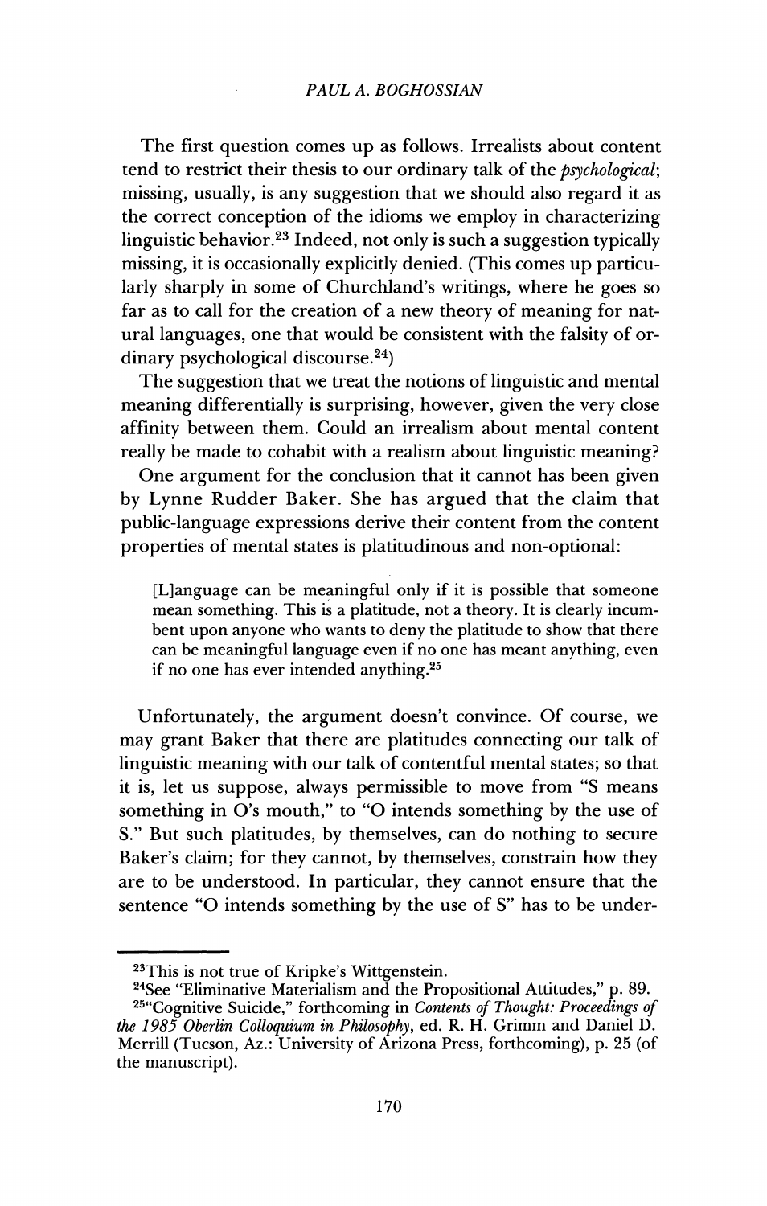The first question comes up as follows. Irrealists about content tend to restrict their thesis to our ordinary talk of the *psychological*; missing, usually, is any suggestion that we should also regard it as the correct conception of the idioms we employ in characterizing linguistic behavior.[23] Indeed, not only is such a suggestion typically missing, it is occasionally explicitly denied. (This comes up particularly sharply in some of Churchland's writings, where he goes so far as to call for the creation of a new theory of meaning for natural languages, one that would be consistent with the falsity of ordinary psychological discourse.[24])

The suggestion that we treat the notions of linguistic and mental meaning differentially is surprising, however, given the very close affinity between them. Could an irrealism about mental content really be made to cohabit with a realism about linguistic meaning?

One argument for the conclusion that it cannot has been given by Lynne Rudder Baker. She has argued that the claim that public-language expressions derive their content from the content properties of mental states is platitudinous and non-optional:

> [L]anguage can be meaningful only if it is possible that someone mean something. This is a platitude, not a theory. It is clearly incumbent upon anyone who wants to deny the platitude to show that there can be meaningful language even if no one has meant anything, even if no one has ever intended anything.[25]

Unfortunately, the argument doesn't convince. Of course, we may grant Baker that there are platitudes connecting our talk of linguistic meaning with our talk of contentful mental states; so that it is, let us suppose, always permissible to move from "S means something in O's mouth," to "O intends something by the use of S." But such platitudes, by themselves, can do nothing to secure Baker's claim; for they cannot, by themselves, constrain how they are to be understood. In particular, they cannot ensure that the sentence "O intends something by the use of S" has to be under-

---

[23]This is not true of Kripke's Wittgenstein.

[24]See "Eliminative Materialism and the Propositional Attitudes," p. 89.

[25]"Cognitive Suicide," forthcoming in *Contents of Thought: Proceedings of the 1985 Oberlin Colloquium in Philosophy*, ed. R. H. Grimm and Daniel D. Merrill (Tucson, Az.: University of Arizona Press, forthcoming), p. 25 (of the manuscript).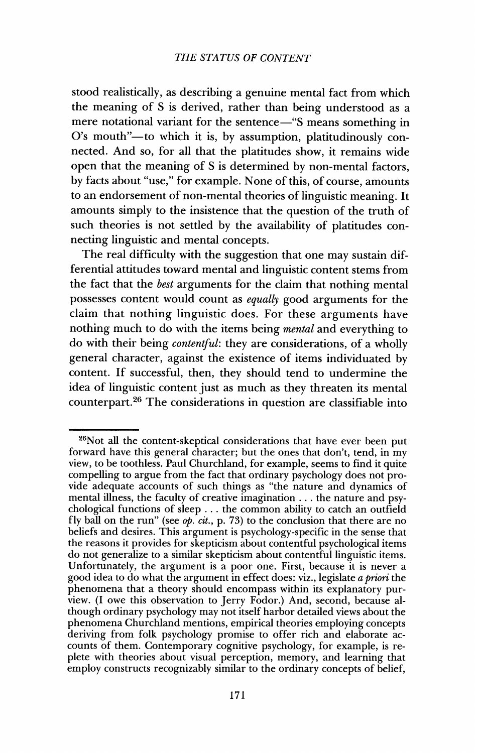stood realistically, as describing a genuine mental fact from which the meaning of S is derived, rather than being understood as a mere notational variant for the sentence—"S means something in O's mouth"—to which it is, by assumption, platitudinously connected. And so, for all that the platitudes show, it remains wide open that the meaning of S is determined by non-mental factors, by facts about "use," for example. None of this, of course, amounts to an endorsement of non-mental theories of linguistic meaning. It amounts simply to the insistence that the question of the truth of such theories is not settled by the availability of platitudes connecting linguistic and mental concepts.

The real difficulty with the suggestion that one may sustain differential attitudes toward mental and linguistic content stems from the fact that the *best* arguments for the claim that nothing mental possesses content would count as *equally* good arguments for the claim that nothing linguistic does. For these arguments have nothing much to do with the items being *mental* and everything to do with their being *contentful*: they are considerations, of a wholly general character, against the existence of items individuated by content. If successful, then, they should tend to undermine the idea of linguistic content just as much as they threaten its mental counterpart.[26] The considerations in question are classifiable into

---

[26]Not all the content-skeptical considerations that have ever been put forward have this general character; but the ones that don't, tend, in my view, to be toothless. Paul Churchland, for example, seems to find it quite compelling to argue from the fact that ordinary psychology does not provide adequate accounts of such things as "the nature and dynamics of mental illness, the faculty of creative imagination . . . the nature and psychological functions of sleep . . . the common ability to catch an outfield fly ball on the run" (see *op. cit.*, p. 73) to the conclusion that there are no beliefs and desires. This argument is psychology-specific in the sense that the reasons it provides for skepticism about contentful psychological items do not generalize to a similar skepticism about contentful linguistic items. Unfortunately, the argument is a poor one. First, because it is never a good idea to do what the argument in effect does: viz., legislate *a priori* the phenomena that a theory should encompass within its explanatory purview. (I owe this observation to Jerry Fodor.) And, second, because although ordinary psychology may not itself harbor detailed views about the phenomena Churchland mentions, empirical theories employing concepts deriving from folk psychology promise to offer rich and elaborate accounts of them. Contemporary cognitive psychology, for example, is replete with theories about visual perception, memory, and learning that employ constructs recognizably similar to the ordinary concepts of belief,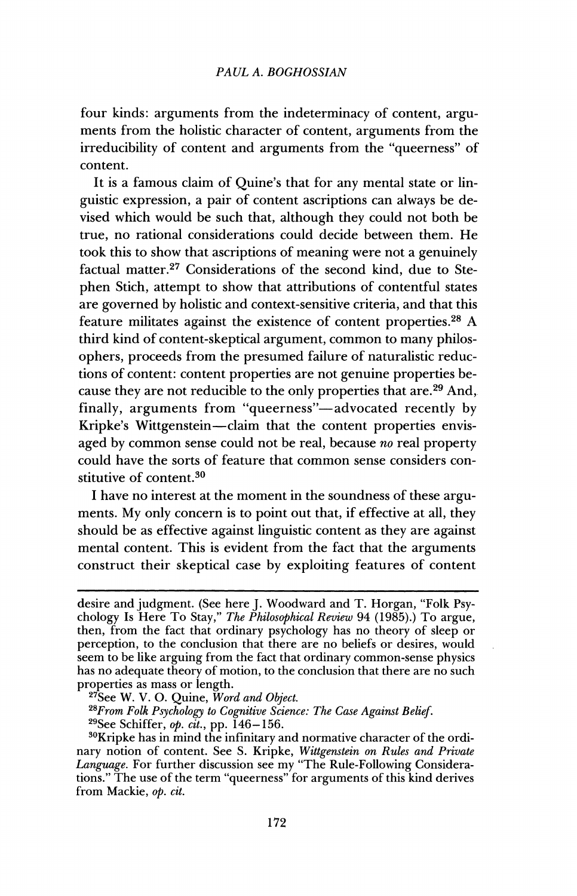four kinds: arguments from the indeterminacy of content, arguments from the holistic character of content, arguments from the irreducibility of content and arguments from the "queerness" of content.

It is a famous claim of Quine's that for any mental state or linguistic expression, a pair of content ascriptions can always be devised which would be such that, although they could not both be true, no rational considerations could decide between them. He took this to show that ascriptions of meaning were not a genuinely factual matter.[27] Considerations of the second kind, due to Stephen Stich, attempt to show that attributions of contentful states are governed by holistic and context-sensitive criteria, and that this feature militates against the existence of content properties.[28] A third kind of content-skeptical argument, common to many philosophers, proceeds from the presumed failure of naturalistic reductions of content: content properties are not genuine properties because they are not reducible to the only properties that are.[29] And, finally, arguments from "queerness"—advocated recently by Kripke's Wittgenstein—claim that the content properties envisaged by common sense could not be real, because *no* real property could have the sorts of feature that common sense considers constitutive of content.[30]

I have no interest at the moment in the soundness of these arguments. My only concern is to point out that, if effective at all, they should be as effective against linguistic content as they are against mental content. This is evident from the fact that the arguments construct their skeptical case by exploiting features of content

---

desire and judgment. (See here J. Woodward and T. Horgan, "Folk Psychology Is Here To Stay," *The Philosophical Review* 94 (1985).) To argue, then, from the fact that ordinary psychology has no theory of sleep or perception, to the conclusion that there are no beliefs or desires, would seem to be like arguing from the fact that ordinary common-sense physics has no adequate theory of motion, to the conclusion that there are no such properties as mass or length.

[27] See W. V. O. Quine, *Word and Object.*

[28] *From Folk Psychology to Cognitive Science: The Case Against Belief.*

[29] See Schiffer, *op. cit.*, pp. 146–156.

[30] Kripke has in mind the infinitary and normative character of the ordinary notion of content. See S. Kripke, *Wittgenstein on Rules and Private Language.* For further discussion see my "The Rule-Following Considerations." The use of the term "queerness" for arguments of this kind derives from Mackie, *op. cit.*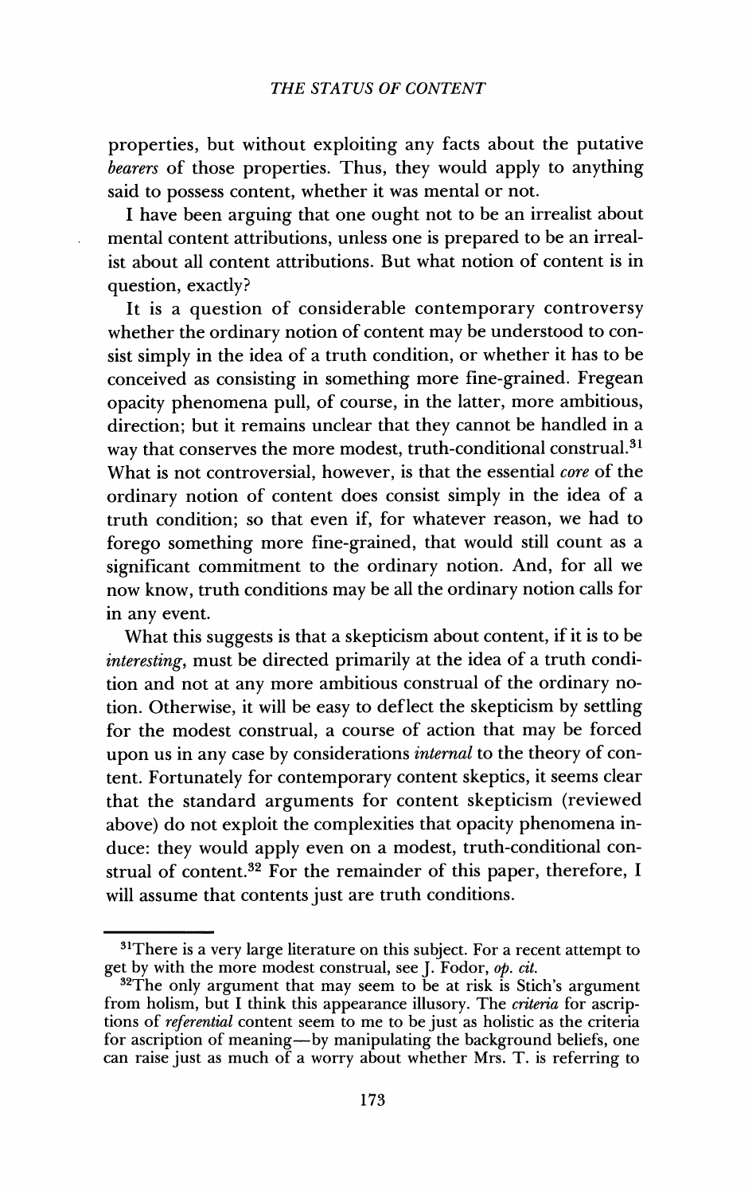properties, but without exploiting any facts about the putative *bearers* of those properties. Thus, they would apply to anything said to possess content, whether it was mental or not.

I have been arguing that one ought not to be an irrealist about mental content attributions, unless one is prepared to be an irrealist about all content attributions. But what notion of content is in question, exactly?

It is a question of considerable contemporary controversy whether the ordinary notion of content may be understood to consist simply in the idea of a truth condition, or whether it has to be conceived as consisting in something more fine-grained. Fregean opacity phenomena pull, of course, in the latter, more ambitious, direction; but it remains unclear that they cannot be handled in a way that conserves the more modest, truth-conditional construal.[31] What is not controversial, however, is that the essential *core* of the ordinary notion of content does consist simply in the idea of a truth condition; so that even if, for whatever reason, we had to forego something more fine-grained, that would still count as a significant commitment to the ordinary notion. And, for all we now know, truth conditions may be all the ordinary notion calls for in any event.

What this suggests is that a skepticism about content, if it is to be *interesting*, must be directed primarily at the idea of a truth condition and not at any more ambitious construal of the ordinary notion. Otherwise, it will be easy to deflect the skepticism by settling for the modest construal, a course of action that may be forced upon us in any case by considerations *internal* to the theory of content. Fortunately for contemporary content skeptics, it seems clear that the standard arguments for content skepticism (reviewed above) do not exploit the complexities that opacity phenomena induce: they would apply even on a modest, truth-conditional construal of content.[32] For the remainder of this paper, therefore, I will assume that contents just are truth conditions.

---

[31]There is a very large literature on this subject. For a recent attempt to get by with the more modest construal, see J. Fodor, *op. cit.*

[32]The only argument that may seem to be at risk is Stich's argument from holism, but I think this appearance illusory. The *criteria* for ascriptions of *referential* content seem to me to be just as holistic as the criteria for ascription of meaning—by manipulating the background beliefs, one can raise just as much of a worry about whether Mrs. T. is referring to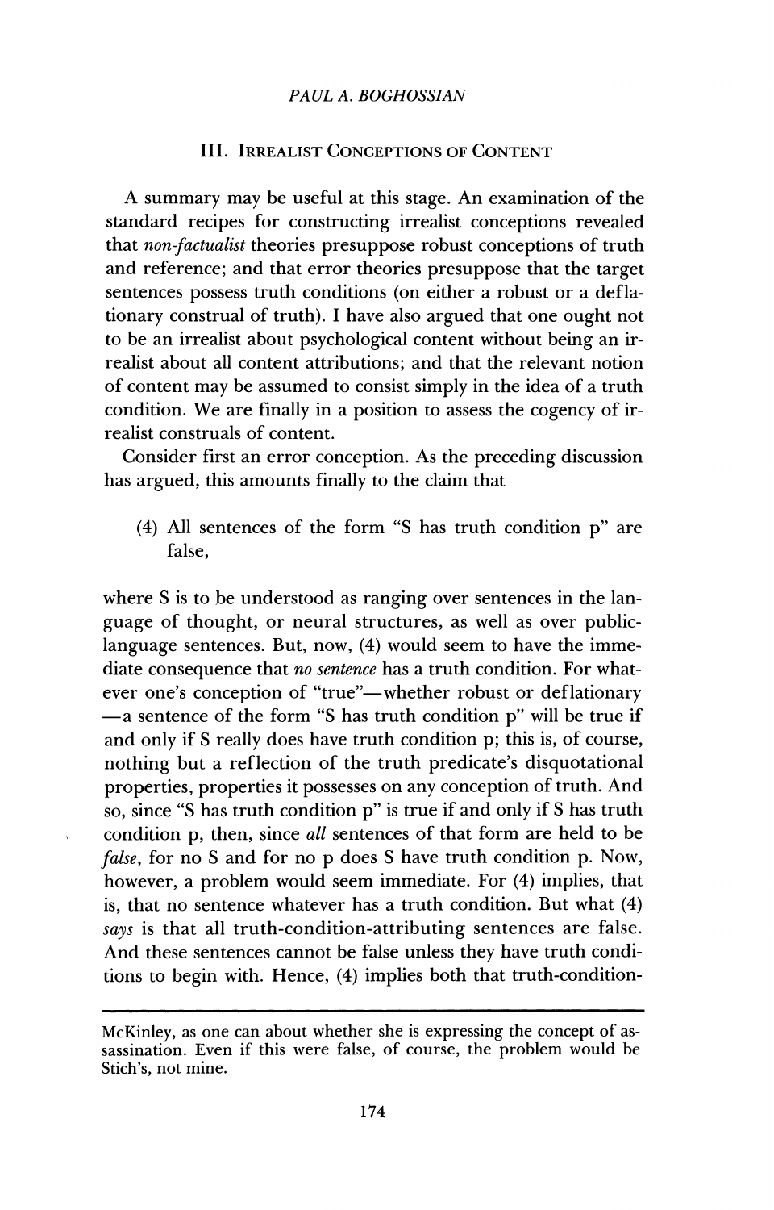## III. Irrealist Conceptions of Content

A summary may be useful at this stage. An examination of the standard recipes for constructing irrealist conceptions revealed that *non-factualist* theories presuppose robust conceptions of truth and reference; and that error theories presuppose that the target sentences possess truth conditions (on either a robust or a deflationary construal of truth). I have also argued that one ought not to be an irrealist about psychological content without being an irrealist about all content attributions; and that the relevant notion of content may be assumed to consist simply in the idea of a truth condition. We are finally in a position to assess the cogency of irrealist construals of content.

Consider first an error conception. As the preceding discussion has argued, this amounts finally to the claim that

> (4) All sentences of the form "S has truth condition p" are false,

where S is to be understood as ranging over sentences in the language of thought, or neural structures, as well as over public-language sentences. But, now, (4) would seem to have the immediate consequence that *no sentence* has a truth condition. For whatever one's conception of "true"—whether robust or deflationary—a sentence of the form "S has truth condition p" will be true if and only if S really does have truth condition p; this is, of course, nothing but a reflection of the truth predicate's disquotational properties, properties it possesses on any conception of truth. And so, since "S has truth condition p" is true if and only if S has truth condition p, then, since *all* sentences of that form are held to be *false*, for no S and for no p does S have truth condition p. Now, however, a problem would seem immediate. For (4) implies, that is, that no sentence whatever has a truth condition. But what (4) *says* is that all truth-condition-attributing sentences are false. And these sentences cannot be false unless they have truth conditions to begin with. Hence, (4) implies both that truth-condition-

McKinley, as one can about whether she is expressing the concept of assassination. Even if this were false, of course, the problem would be Stich's, not mine.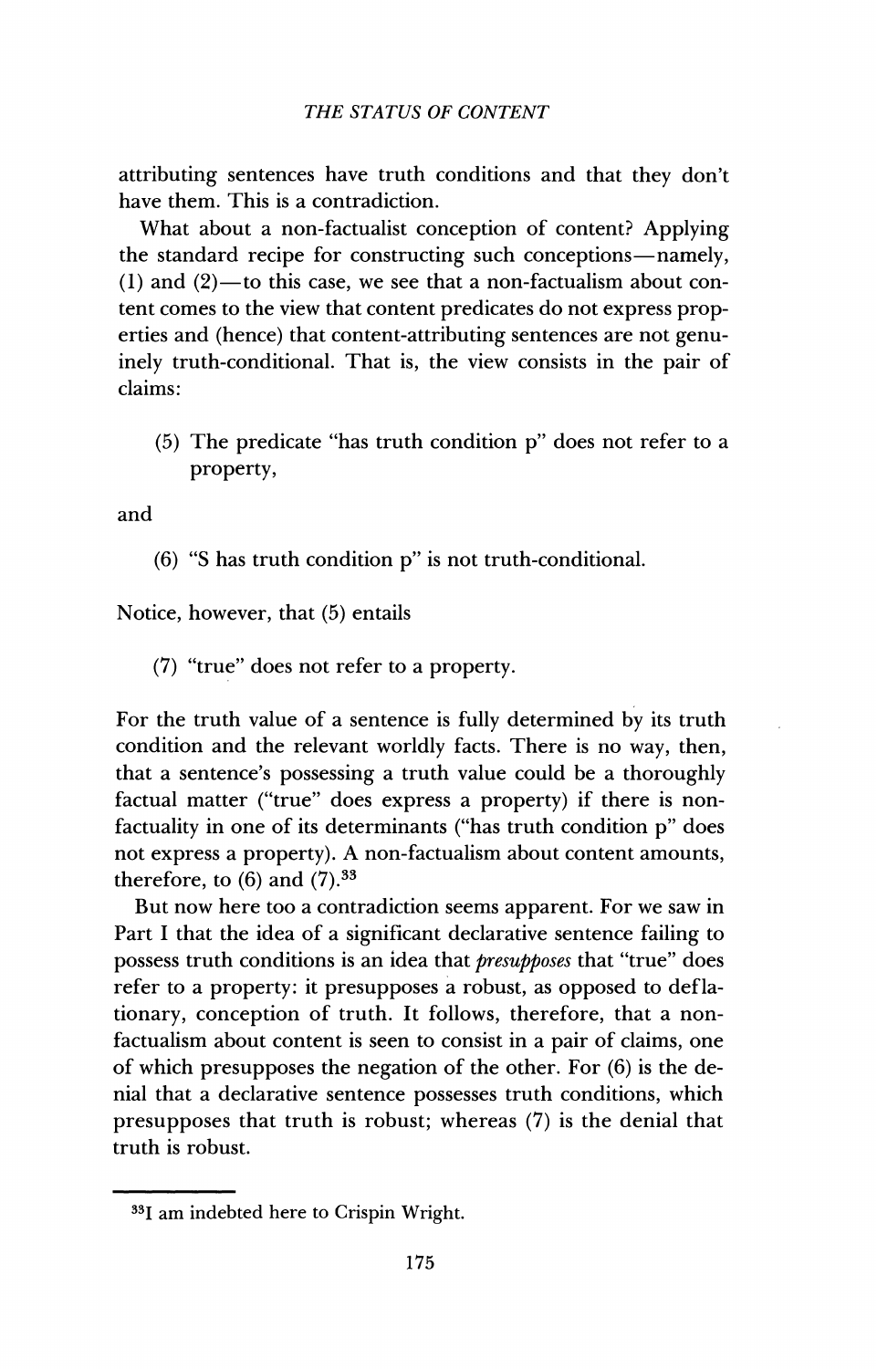attributing sentences have truth conditions and that they don't have them. This is a contradiction.

What about a non-factualist conception of content? Applying the standard recipe for constructing such conceptions—namely, (1) and (2)—to this case, we see that a non-factualism about content comes to the view that content predicates do not express properties and (hence) that content-attributing sentences are not genuinely truth-conditional. That is, the view consists in the pair of claims:

> (5) The predicate "has truth condition p" does not refer to a property,

and

> (6) "S has truth condition p" is not truth-conditional.

Notice, however, that (5) entails

> (7) "true" does not refer to a property.

For the truth value of a sentence is fully determined by its truth condition and the relevant worldly facts. There is no way, then, that a sentence's possessing a truth value could be a thoroughly factual matter ("true" does express a property) if there is non-factuality in one of its determinants ("has truth condition p" does not express a property). A non-factualism about content amounts, therefore, to (6) and (7).[33]

But now here too a contradiction seems apparent. For we saw in Part I that the idea of a significant declarative sentence failing to possess truth conditions is an idea that *presupposes* that "true" does refer to a property: it presupposes a robust, as opposed to deflationary, conception of truth. It follows, therefore, that a non-factualism about content is seen to consist in a pair of claims, one of which presupposes the negation of the other. For (6) is the denial that a declarative sentence possesses truth conditions, which presupposes that truth is robust; whereas (7) is the denial that truth is robust.

---

[33] I am indebted here to Crispin Wright.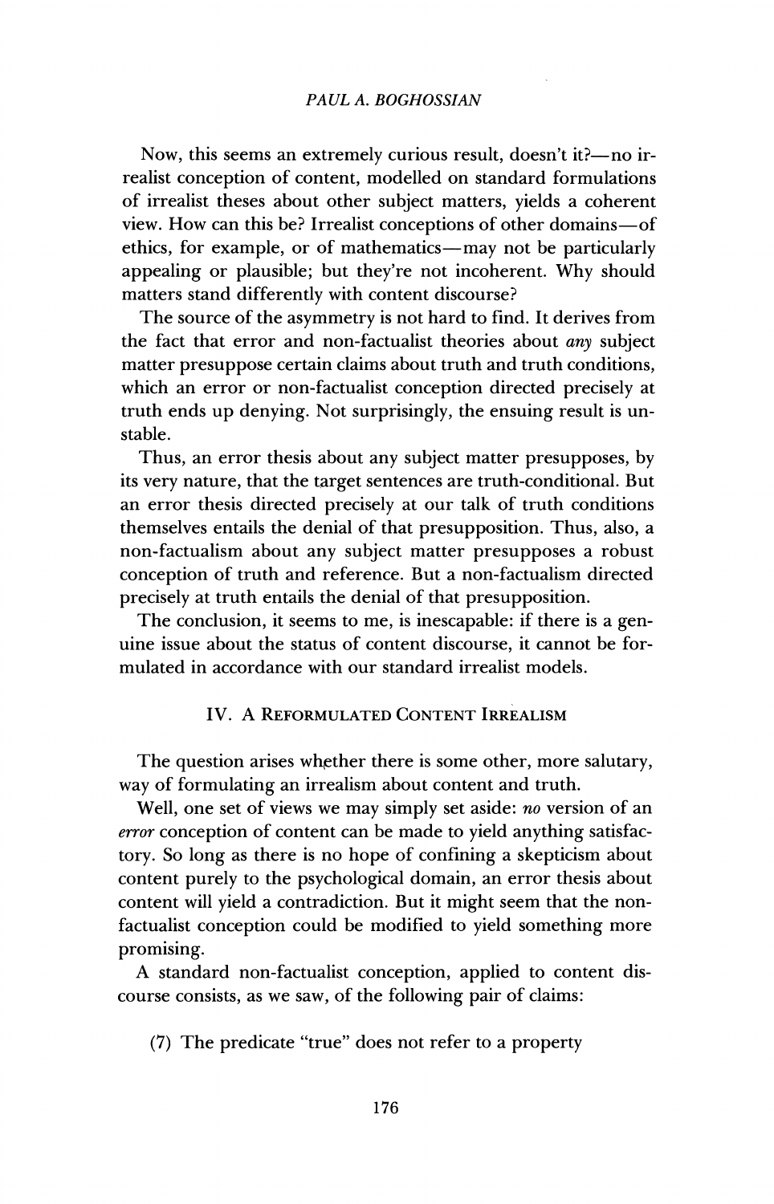Now, this seems an extremely curious result, doesn't it?—no irrealist conception of content, modelled on standard formulations of irrealist theses about other subject matters, yields a coherent view. How can this be? Irrealist conceptions of other domains—of ethics, for example, or of mathematics—may not be particularly appealing or plausible; but they're not incoherent. Why should matters stand differently with content discourse?

The source of the asymmetry is not hard to find. It derives from the fact that error and non-factualist theories about *any* subject matter presuppose certain claims about truth and truth conditions, which an error or non-factualist conception directed precisely at truth ends up denying. Not surprisingly, the ensuing result is unstable.

Thus, an error thesis about any subject matter presupposes, by its very nature, that the target sentences are truth-conditional. But an error thesis directed precisely at our talk of truth conditions themselves entails the denial of that presupposition. Thus, also, a non-factualism about any subject matter presupposes a robust conception of truth and reference. But a non-factualism directed precisely at truth entails the denial of that presupposition.

The conclusion, it seems to me, is inescapable: if there is a genuine issue about the status of content discourse, it cannot be formulated in accordance with our standard irrealist models.

## IV. A Reformulated Content Irrealism

The question arises whether there is some other, more salutary, way of formulating an irrealism about content and truth.

Well, one set of views we may simply set aside: *no* version of an *error* conception of content can be made to yield anything satisfactory. So long as there is no hope of confining a skepticism about content purely to the psychological domain, an error thesis about content will yield a contradiction. But it might seem that the non-factualist conception could be modified to yield something more promising.

A standard non-factualist conception, applied to content discourse consists, as we saw, of the following pair of claims:

(7) The predicate "true" does not refer to a property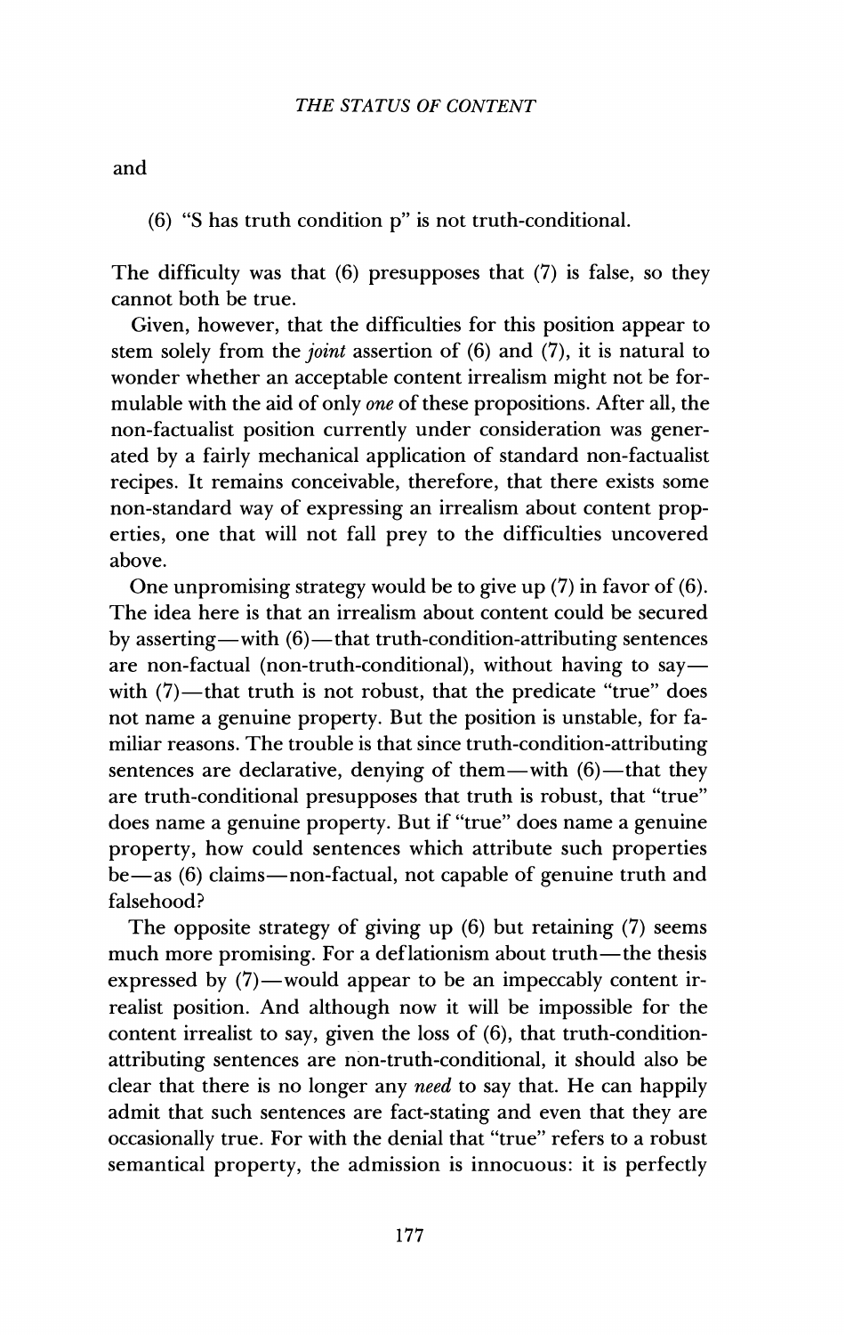and

(6) "S has truth condition p" is not truth-conditional.

The difficulty was that (6) presupposes that (7) is false, so they cannot both be true.

Given, however, that the difficulties for this position appear to stem solely from the *joint* assertion of (6) and (7), it is natural to wonder whether an acceptable content irrealism might not be formulable with the aid of only *one* of these propositions. After all, the non-factualist position currently under consideration was generated by a fairly mechanical application of standard non-factualist recipes. It remains conceivable, therefore, that there exists some non-standard way of expressing an irrealism about content properties, one that will not fall prey to the difficulties uncovered above.

One unpromising strategy would be to give up (7) in favor of (6). The idea here is that an irrealism about content could be secured by asserting—with (6)—that truth-condition-attributing sentences are non-factual (non-truth-conditional), without having to say—with (7)—that truth is not robust, that the predicate "true" does not name a genuine property. But the position is unstable, for familiar reasons. The trouble is that since truth-condition-attributing sentences are declarative, denying of them—with (6)—that they are truth-conditional presupposes that truth is robust, that "true" does name a genuine property. But if "true" does name a genuine property, how could sentences which attribute such properties be—as (6) claims—non-factual, not capable of genuine truth and falsehood?

The opposite strategy of giving up (6) but retaining (7) seems much more promising. For a deflationism about truth—the thesis expressed by (7)—would appear to be an impeccably content irrealist position. And although now it will be impossible for the content irrealist to say, given the loss of (6), that truth-condition-attributing sentences are non-truth-conditional, it should also be clear that there is no longer any *need* to say that. He can happily admit that such sentences are fact-stating and even that they are occasionally true. For with the denial that "true" refers to a robust semantical property, the admission is innocuous: it is perfectly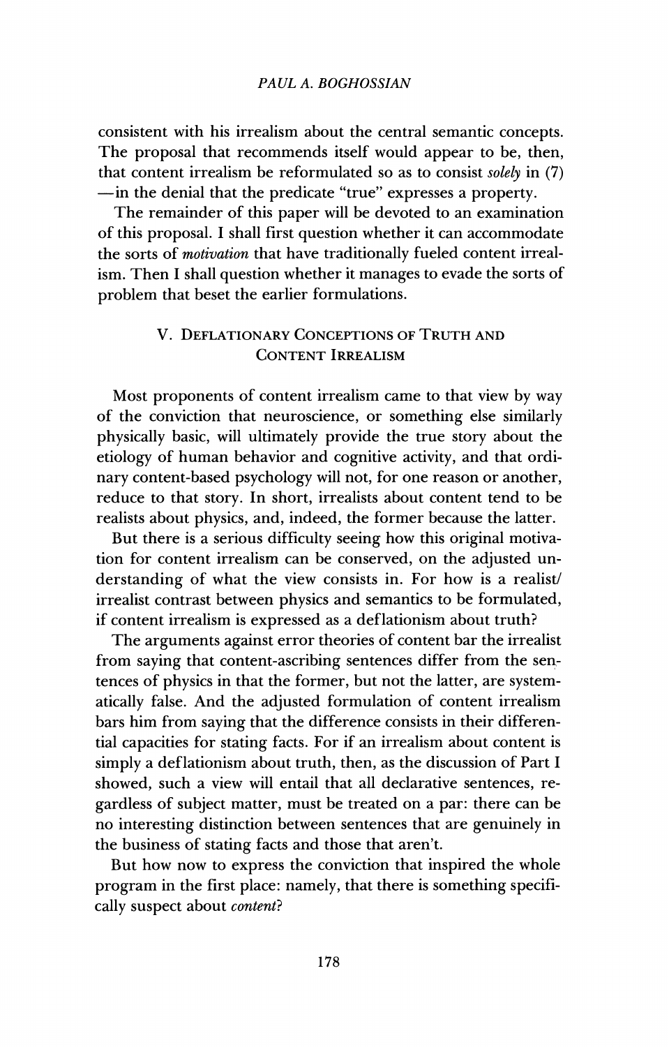consistent with his irrealism about the central semantic concepts. The proposal that recommends itself would appear to be, then, that content irrealism be reformulated so as to consist *solely* in (7)—in the denial that the predicate "true" expresses a property.

The remainder of this paper will be devoted to an examination of this proposal. I shall first question whether it can accommodate the sorts of *motivation* that have traditionally fueled content irrealism. Then I shall question whether it manages to evade the sorts of problem that beset the earlier formulations.

## V. Deflationary Conceptions of Truth and Content Irrealism

Most proponents of content irrealism came to that view by way of the conviction that neuroscience, or something else similarly physically basic, will ultimately provide the true story about the etiology of human behavior and cognitive activity, and that ordinary content-based psychology will not, for one reason or another, reduce to that story. In short, irrealists about content tend to be realists about physics, and, indeed, the former because the latter.

But there is a serious difficulty seeing how this original motivation for content irrealism can be conserved, on the adjusted understanding of what the view consists in. For how is a realist/irrealist contrast between physics and semantics to be formulated, if content irrealism is expressed as a deflationism about truth?

The arguments against error theories of content bar the irrealist from saying that content-ascribing sentences differ from the sentences of physics in that the former, but not the latter, are systematically false. And the adjusted formulation of content irrealism bars him from saying that the difference consists in their differential capacities for stating facts. For if an irrealism about content is simply a deflationism about truth, then, as the discussion of Part I showed, such a view will entail that all declarative sentences, regardless of subject matter, must be treated on a par: there can be no interesting distinction between sentences that are genuinely in the business of stating facts and those that aren't.

But how now to express the conviction that inspired the whole program in the first place: namely, that there is something specifically suspect about *content*?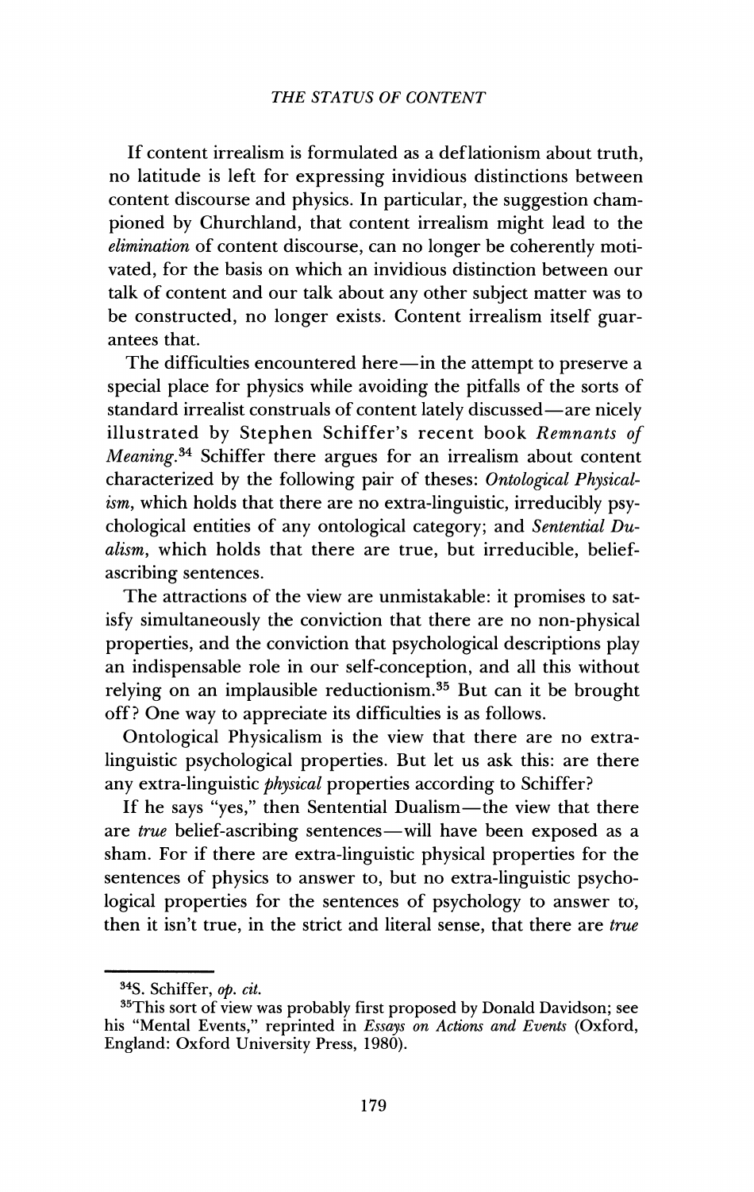If content irrealism is formulated as a deflationism about truth, no latitude is left for expressing invidious distinctions between content discourse and physics. In particular, the suggestion championed by Churchland, that content irrealism might lead to the *elimination* of content discourse, can no longer be coherently motivated, for the basis on which an invidious distinction between our talk of content and our talk about any other subject matter was to be constructed, no longer exists. Content irrealism itself guarantees that.

The difficulties encountered here—in the attempt to preserve a special place for physics while avoiding the pitfalls of the sorts of standard irrealist construals of content lately discussed—are nicely illustrated by Stephen Schiffer's recent book *Remnants of Meaning*.[34] Schiffer there argues for an irrealism about content characterized by the following pair of theses: *Ontological Physicalism*, which holds that there are no extra-linguistic, irreducibly psychological entities of any ontological category; and *Sentential Dualism*, which holds that there are true, but irreducible, belief-ascribing sentences.

The attractions of the view are unmistakable: it promises to satisfy simultaneously the conviction that there are no non-physical properties, and the conviction that psychological descriptions play an indispensable role in our self-conception, and all this without relying on an implausible reductionism.[35] But can it be brought off? One way to appreciate its difficulties is as follows.

Ontological Physicalism is the view that there are no extra-linguistic psychological properties. But let us ask this: are there any extra-linguistic *physical* properties according to Schiffer?

If he says "yes," then Sentential Dualism—the view that there are *true* belief-ascribing sentences—will have been exposed as a sham. For if there are extra-linguistic physical properties for the sentences of physics to answer to, but no extra-linguistic psychological properties for the sentences of psychology to answer to, then it isn't true, in the strict and literal sense, that there are *true*

---

[34] S. Schiffer, *op. cit.*

[35] This sort of view was probably first proposed by Donald Davidson; see his "Mental Events," reprinted in *Essays on Actions and Events* (Oxford, England: Oxford University Press, 1980).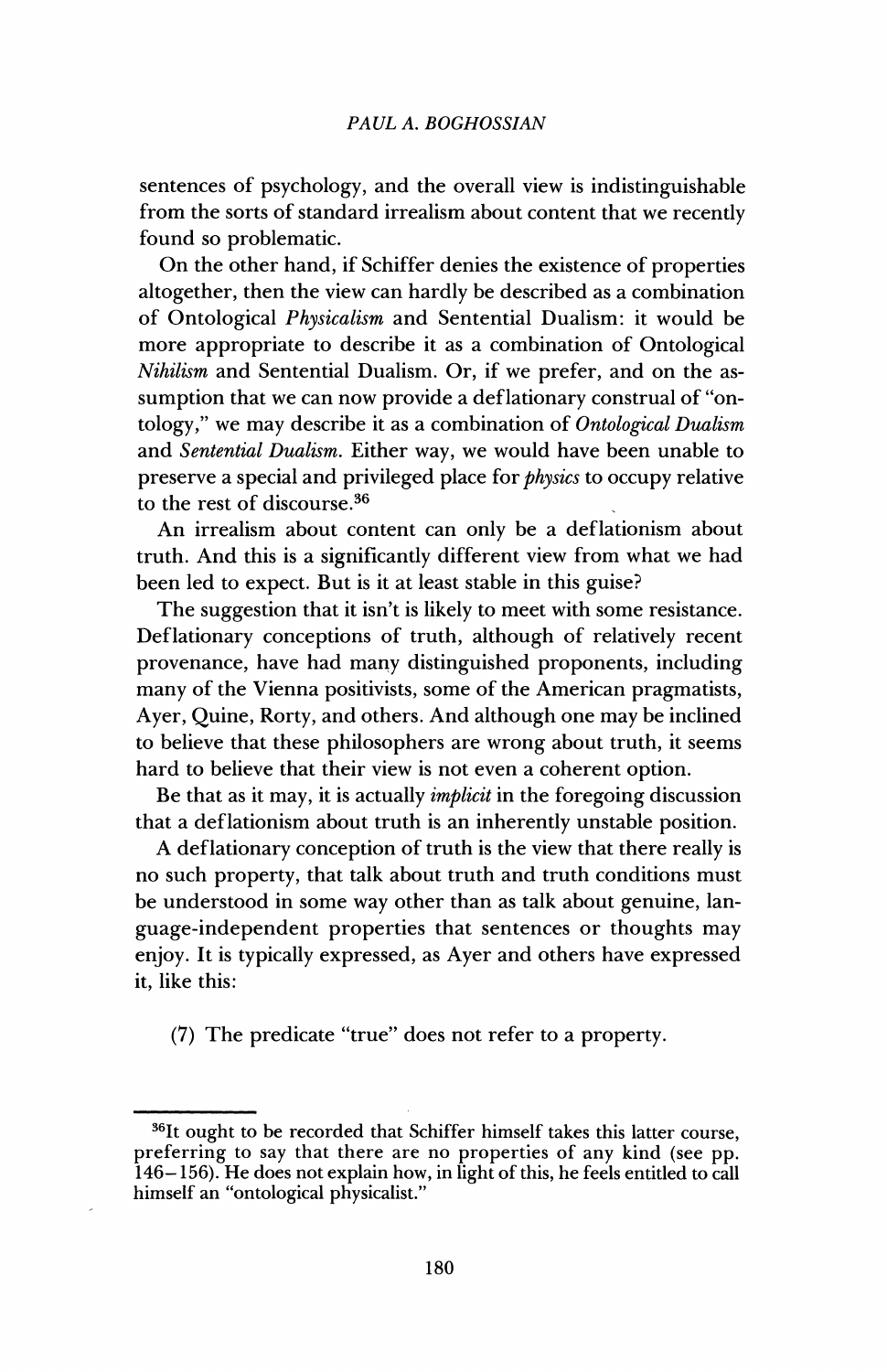sentences of psychology, and the overall view is indistinguishable from the sorts of standard irrealism about content that we recently found so problematic.

On the other hand, if Schiffer denies the existence of properties altogether, then the view can hardly be described as a combination of Ontological *Physicalism* and Sentential Dualism: it would be more appropriate to describe it as a combination of Ontological *Nihilism* and Sentential Dualism. Or, if we prefer, and on the assumption that we can now provide a deflationary construal of "ontology," we may describe it as a combination of *Ontological Dualism* and *Sentential Dualism*. Either way, we would have been unable to preserve a special and privileged place for *physics* to occupy relative to the rest of discourse.[36]

An irrealism about content can only be a deflationism about truth. And this is a significantly different view from what we had been led to expect. But is it at least stable in this guise?

The suggestion that it isn't is likely to meet with some resistance. Deflationary conceptions of truth, although of relatively recent provenance, have had many distinguished proponents, including many of the Vienna positivists, some of the American pragmatists, Ayer, Quine, Rorty, and others. And although one may be inclined to believe that these philosophers are wrong about truth, it seems hard to believe that their view is not even a coherent option.

Be that as it may, it is actually *implicit* in the foregoing discussion that a deflationism about truth is an inherently unstable position.

A deflationary conception of truth is the view that there really is no such property, that talk about truth and truth conditions must be understood in some way other than as talk about genuine, language-independent properties that sentences or thoughts may enjoy. It is typically expressed, as Ayer and others have expressed it, like this:

(7) The predicate "true" does not refer to a property.

---

[36]It ought to be recorded that Schiffer himself takes this latter course, preferring to say that there are no properties of any kind (see pp. 146–156). He does not explain how, in light of this, he feels entitled to call himself an "ontological physicalist."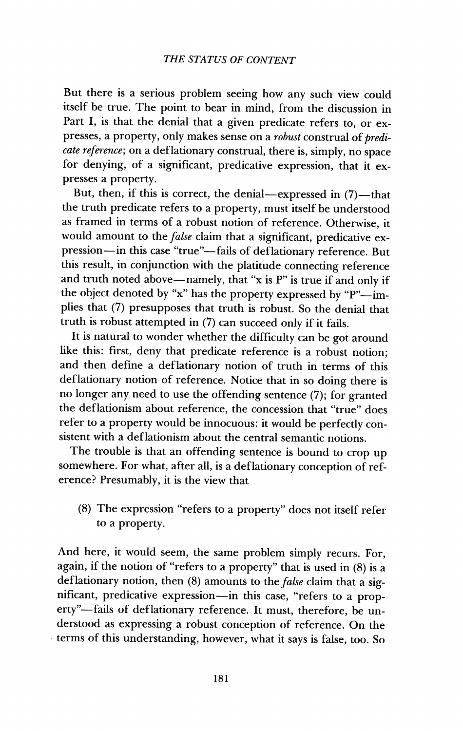But there is a serious problem seeing how any such view could itself be true. The point to bear in mind, from the discussion in Part I, is that the denial that a given predicate refers to, or expresses, a property, only makes sense on a *robust* construal of *predicate reference*; on a deflationary construal, there is, simply, no space for denying, of a significant, predicative expression, that it expresses a property.

But, then, if this is correct, the denial—expressed in (7)—that the truth predicate refers to a property, must itself be understood as framed in terms of a robust notion of reference. Otherwise, it would amount to the *false* claim that a significant, predicative expression—in this case "true"—fails of deflationary reference. But this result, in conjunction with the platitude connecting reference and truth noted above—namely, that "x is P" is true if and only if the object denoted by "x" has the property expressed by "P"—implies that (7) presupposes that truth is robust. So the denial that truth is robust attempted in (7) can succeed only if it fails.

It is natural to wonder whether the difficulty can be got around like this: first, deny that predicate reference is a robust notion; and then define a deflationary notion of truth in terms of this deflationary notion of reference. Notice that in so doing there is no longer any need to use the offending sentence (7); for granted the deflationism about reference, the concession that "true" does refer to a property would be innocuous: it would be perfectly consistent with a deflationism about the central semantic notions.

The trouble is that an offending sentence is bound to crop up somewhere. For what, after all, is a deflationary conception of reference? Presumably, it is the view that

> (8) The expression "refers to a property" does not itself refer to a property.

And here, it would seem, the same problem simply recurs. For, again, if the notion of "refers to a property" that is used in (8) is a deflationary notion, then (8) amounts to the *false* claim that a significant, predicative expression—in this case, "refers to a property"—fails of deflationary reference. It must, therefore, be understood as expressing a robust conception of reference. On the terms of this understanding, however, what it says is false, too. So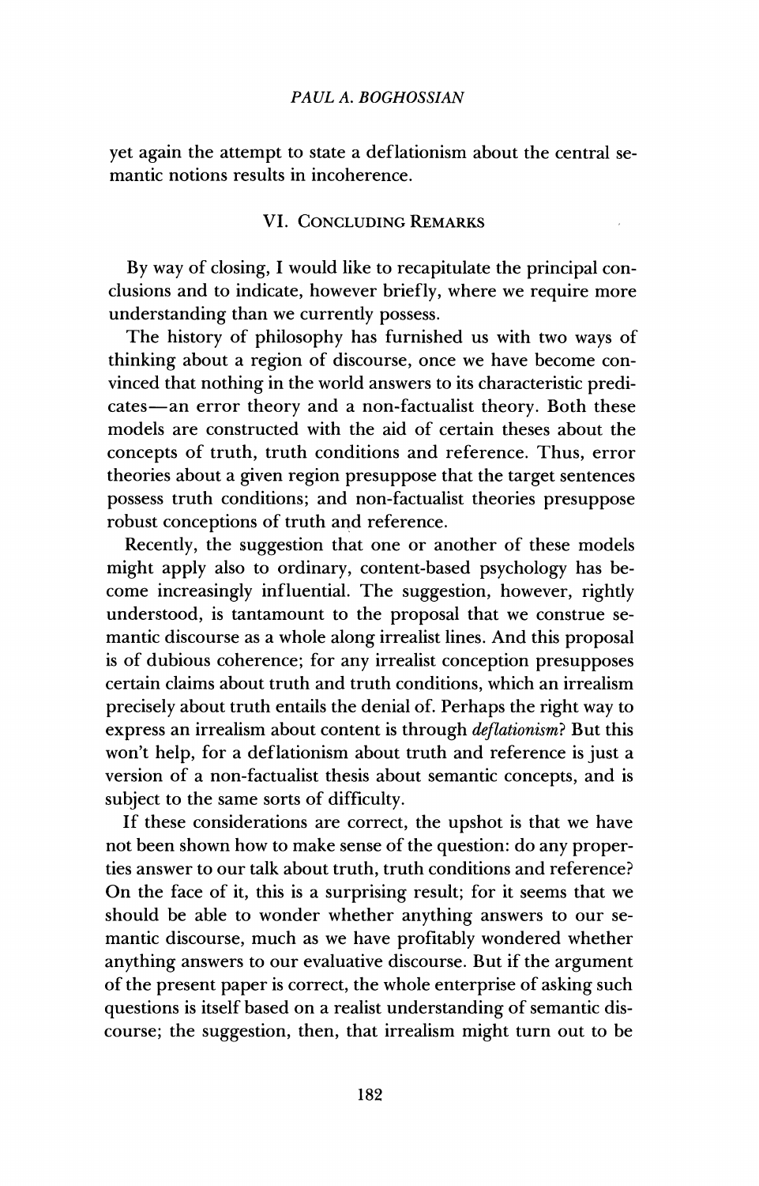yet again the attempt to state a deflationism about the central semantic notions results in incoherence.

## VI. Concluding Remarks

By way of closing, I would like to recapitulate the principal conclusions and to indicate, however briefly, where we require more understanding than we currently possess.

The history of philosophy has furnished us with two ways of thinking about a region of discourse, once we have become convinced that nothing in the world answers to its characteristic predicates—an error theory and a non-factualist theory. Both these models are constructed with the aid of certain theses about the concepts of truth, truth conditions and reference. Thus, error theories about a given region presuppose that the target sentences possess truth conditions; and non-factualist theories presuppose robust conceptions of truth and reference.

Recently, the suggestion that one or another of these models might apply also to ordinary, content-based psychology has become increasingly influential. The suggestion, however, rightly understood, is tantamount to the proposal that we construe semantic discourse as a whole along irrealist lines. And this proposal is of dubious coherence; for any irrealist conception presupposes certain claims about truth and truth conditions, which an irrealism precisely about truth entails the denial of. Perhaps the right way to express an irrealism about content is through *deflationism*? But this won't help, for a deflationism about truth and reference is just a version of a non-factualist thesis about semantic concepts, and is subject to the same sorts of difficulty.

If these considerations are correct, the upshot is that we have not been shown how to make sense of the question: do any properties answer to our talk about truth, truth conditions and reference? On the face of it, this is a surprising result; for it seems that we should be able to wonder whether anything answers to our semantic discourse, much as we have profitably wondered whether anything answers to our evaluative discourse. But if the argument of the present paper is correct, the whole enterprise of asking such questions is itself based on a realist understanding of semantic discourse; the suggestion, then, that irrealism might turn out to be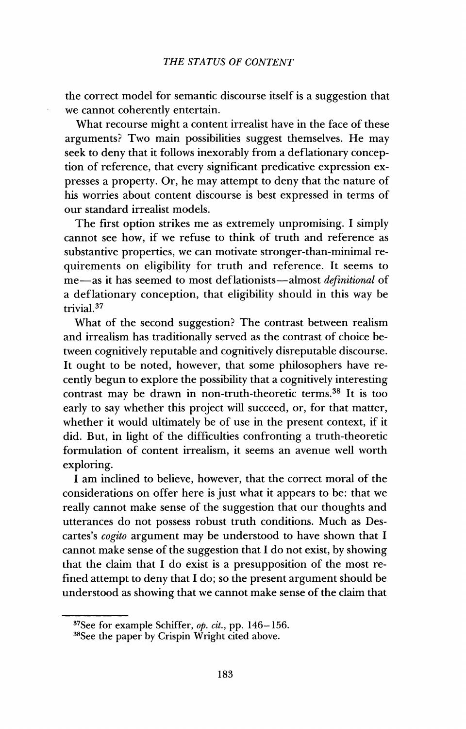the correct model for semantic discourse itself is a suggestion that we cannot coherently entertain.

What recourse might a content irrealist have in the face of these arguments? Two main possibilities suggest themselves. He may seek to deny that it follows inexorably from a deflationary conception of reference, that every significant predicative expression expresses a property. Or, he may attempt to deny that the nature of his worries about content discourse is best expressed in terms of our standard irrealist models.

The first option strikes me as extremely unpromising. I simply cannot see how, if we refuse to think of truth and reference as substantive properties, we can motivate stronger-than-minimal requirements on eligibility for truth and reference. It seems to me—as it has seemed to most deflationists—almost *definitional* of a deflationary conception, that eligibility should in this way be trivial.[37]

What of the second suggestion? The contrast between realism and irrealism has traditionally served as the contrast of choice between cognitively reputable and cognitively disreputable discourse. It ought to be noted, however, that some philosophers have recently begun to explore the possibility that a cognitively interesting contrast may be drawn in non-truth-theoretic terms.[38] It is too early to say whether this project will succeed, or, for that matter, whether it would ultimately be of use in the present context, if it did. But, in light of the difficulties confronting a truth-theoretic formulation of content irrealism, it seems an avenue well worth exploring.

I am inclined to believe, however, that the correct moral of the considerations on offer here is just what it appears to be: that we really cannot make sense of the suggestion that our thoughts and utterances do not possess robust truth conditions. Much as Descartes's *cogito* argument may be understood to have shown that I cannot make sense of the suggestion that I do not exist, by showing that the claim that I do exist is a presupposition of the most refined attempt to deny that I do; so the present argument should be understood as showing that we cannot make sense of the claim that

[37]See for example Schiffer, *op. cit.*, pp. 146–156.

[38]See the paper by Crispin Wright cited above.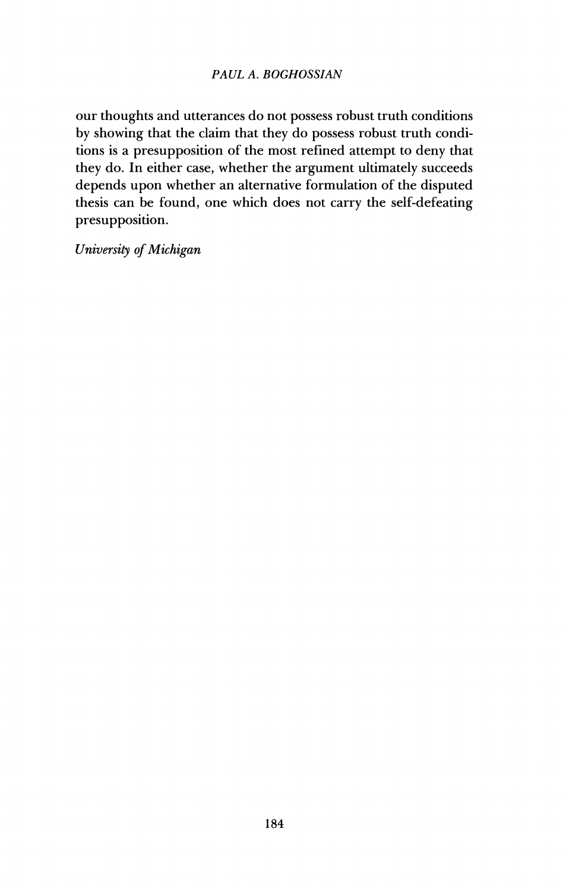our thoughts and utterances do not possess robust truth conditions by showing that the claim that they do possess robust truth conditions is a presupposition of the most refined attempt to deny that they do. In either case, whether the argument ultimately succeeds depends upon whether an alternative formulation of the disputed thesis can be found, one which does not carry the self-defeating presupposition.

*University of Michigan*